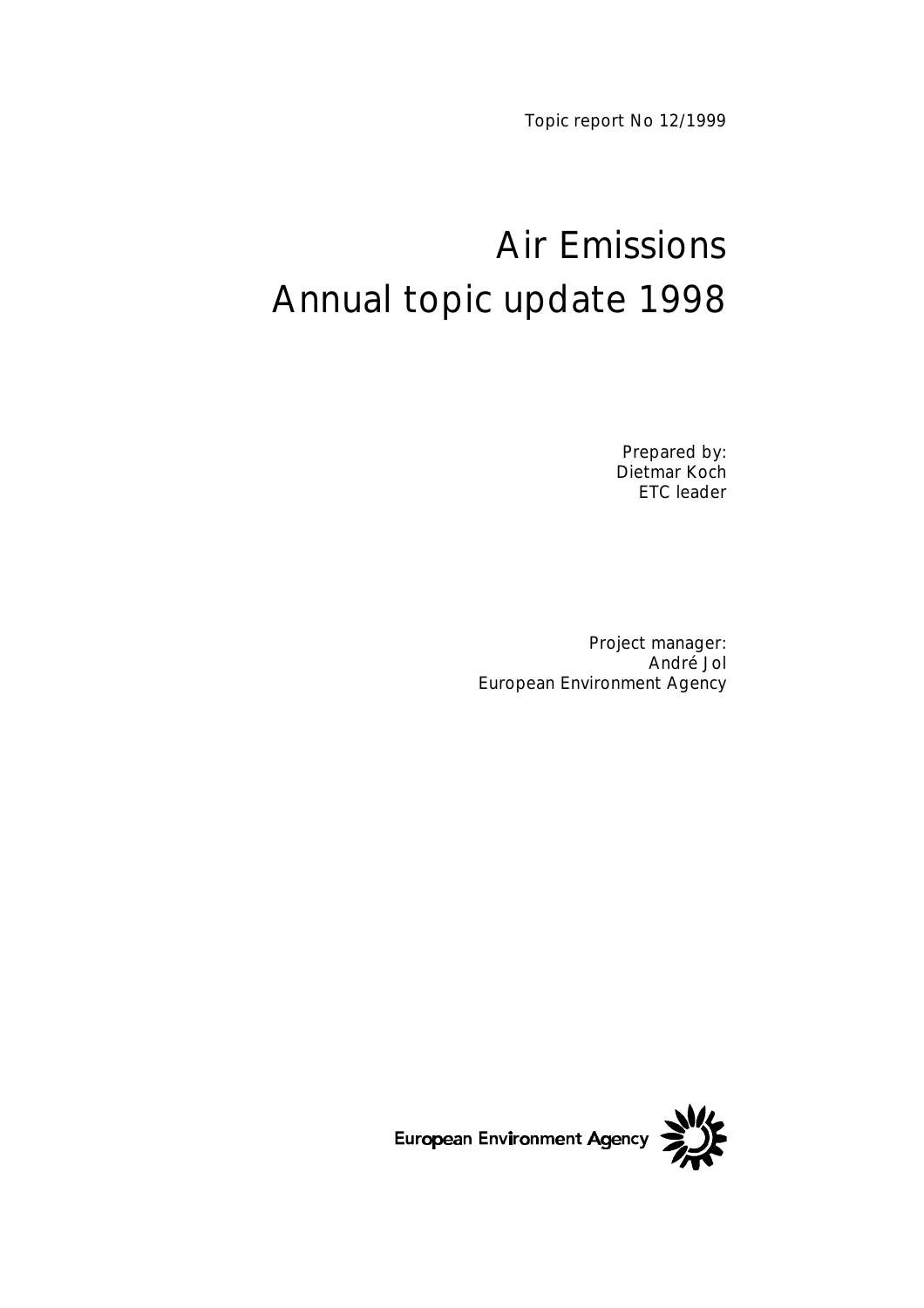Topic report No 12/1999

# Air Emissions
# Annual topic update 1998

Prepared by:
Dietmar Koch
ETC leader

Project manager:
André Jol
European Environment Agency

European Environment Agency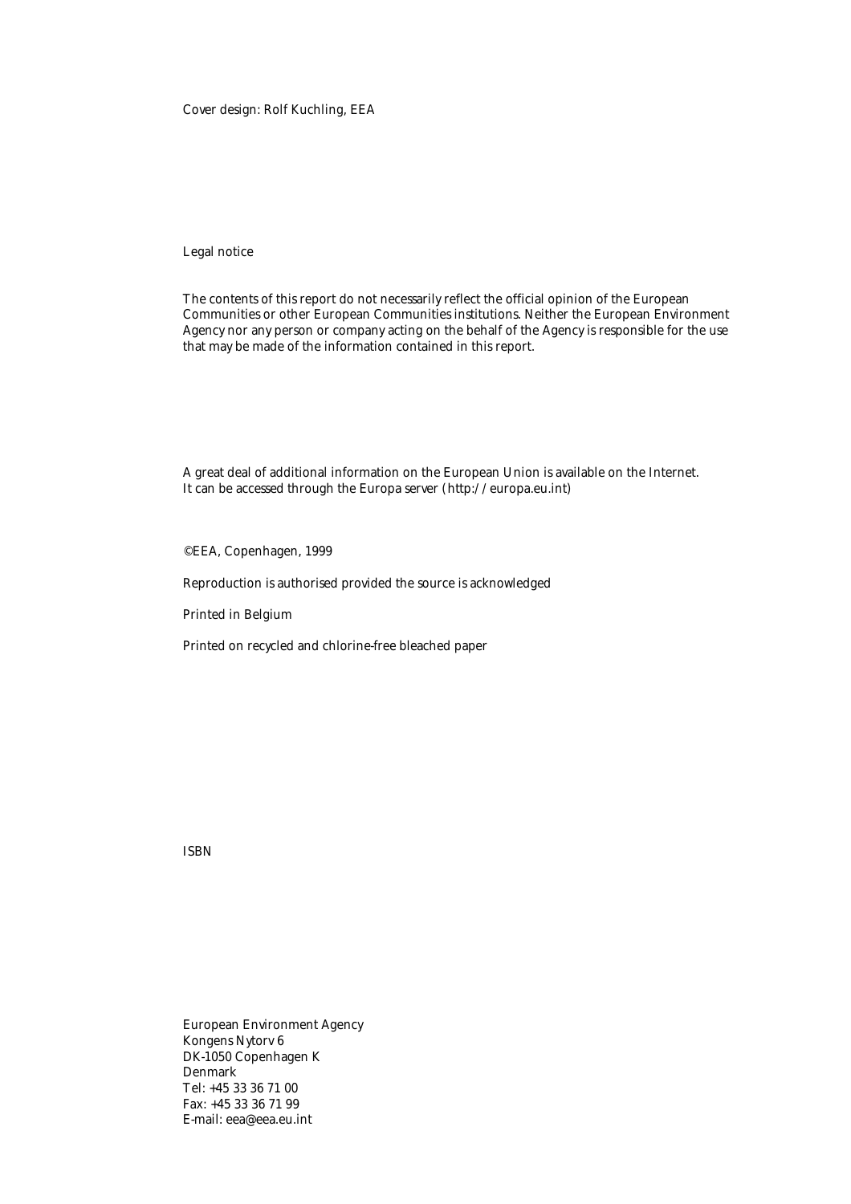Cover design: Rolf Kuchling, EEA

Legal notice

The contents of this report do not necessarily reflect the official opinion of the European Communities or other European Communities institutions. Neither the European Environment Agency nor any person or company acting on the behalf of the Agency is responsible for the use that may be made of the information contained in this report.

A great deal of additional information on the European Union is available on the Internet. It can be accessed through the Europa server (http://europa.eu.int)

©EEA, Copenhagen, 1999

Reproduction is authorised provided the source is acknowledged

Printed in Belgium

Printed on recycled and chlorine-free bleached paper

ISBN

European Environment Agency
Kongens Nytorv 6
DK-1050 Copenhagen K
Denmark
Tel: +45 33 36 71 00
Fax: +45 33 36 71 99
E-mail: eea@eea.eu.int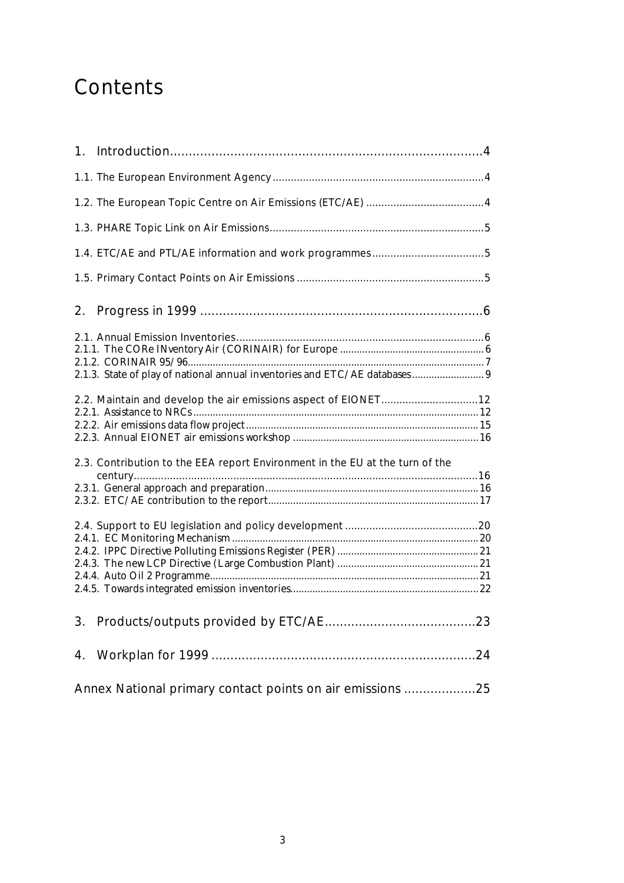# Contents

1. Introduction....................................................................................4

1.1. The European Environment Agency......................................................................4

1.2. The European Topic Centre on Air Emissions (ETC/AE) .......................................4

1.3. PHARE Topic Link on Air Emissions.......................................................................5

1.4. ETC/AE and PTL/AE information and work programmes.....................................5

1.5. Primary Contact Points on Air Emissions ..............................................................5

2. Progress in 1999 ............................................................................6

2.1. Annual Emission Inventories..................................................................................6
2.1.1. The CORe INventory Air (CORINAIR) for Europe ...................................................6
2.1.2. CORINAIR 95/96.........................................................................................................7
2.1.3. State of play of national annual inventories and ETC/AE databases.........................9

2.2. Maintain and develop the air emissions aspect of EIONET................................12
2.2.1. Assistance to NRCs.....................................................................................................12
2.2.2. Air emissions data flow project...................................................................................15
2.2.3. Annual EIONET air emissions workshop ..................................................................16

2.3. Contribution to the EEA report Environment in the EU at the turn of the century...................................................................................................................16
2.3.1. General approach and preparation............................................................................16
2.3.2. ETC/AE contribution to the report............................................................................17

2.4. Support to EU legislation and policy development ............................................20
2.4.1. EC Monitoring Mechanism ........................................................................................20
2.4.2. IPPC Directive Polluting Emissions Register (PER) ..................................................21
2.4.3. The new LCP Directive (Large Combustion Plant) ..................................................21
2.4.4. Auto Oil 2 Programme................................................................................................21
2.4.5. Towards integrated emission inventories...................................................................22

3. Products/outputs provided by ETC/AE........................................23

4. Workplan for 1999 .......................................................................24

Annex National primary contact points on air emissions ...................25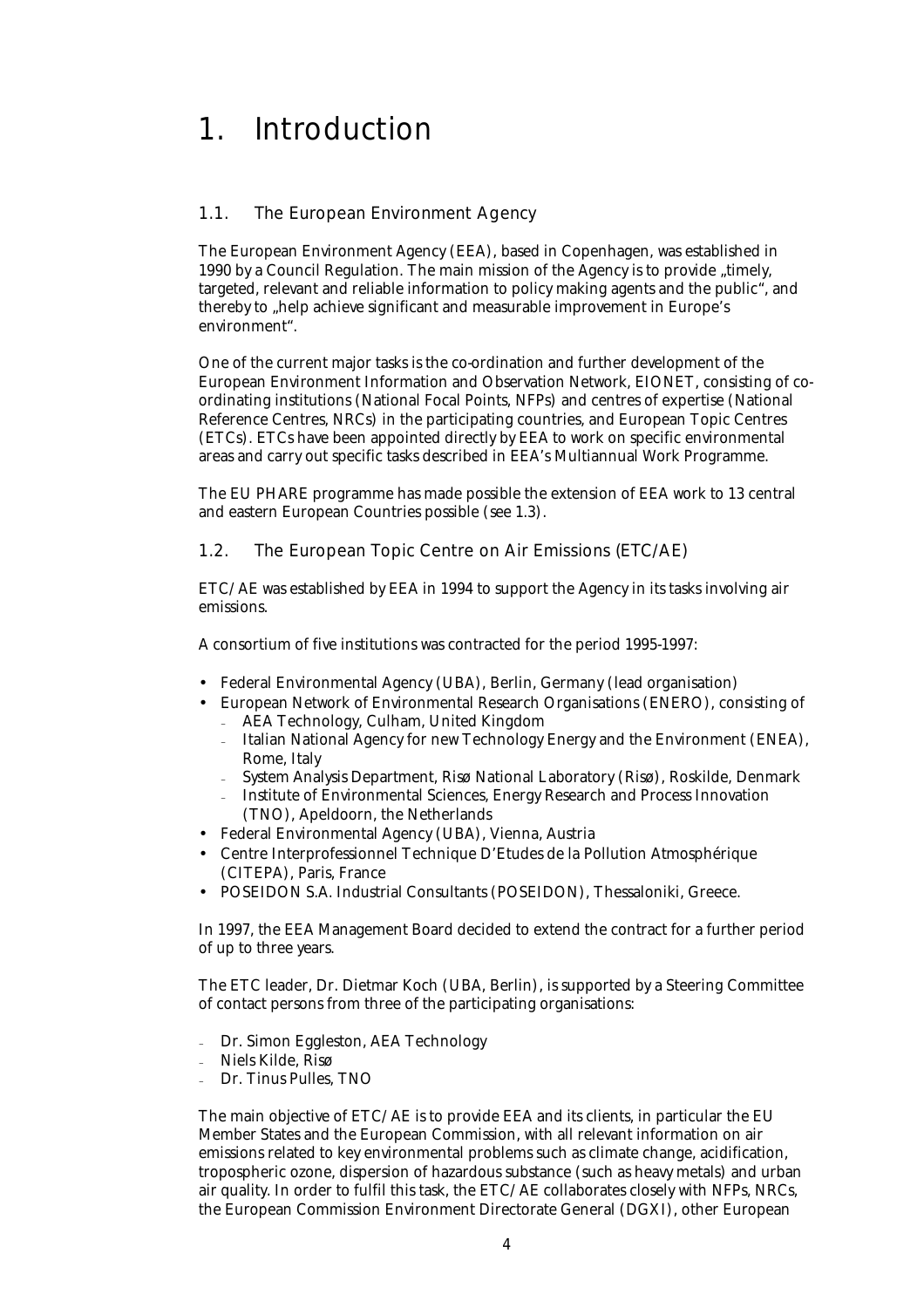# 1. Introduction

## 1.1. The European Environment Agency

The European Environment Agency (EEA), based in Copenhagen, was established in 1990 by a Council Regulation. The main mission of the Agency is to provide „timely, targeted, relevant and reliable information to policy making agents and the public", and thereby to „help achieve significant and measurable improvement in Europe's environment".

One of the current major tasks is the co-ordination and further development of the European Environment Information and Observation Network, EIONET, consisting of co-ordinating institutions (National Focal Points, NFPs) and centres of expertise (National Reference Centres, NRCs) in the participating countries, and European Topic Centres (ETCs). ETCs have been appointed directly by EEA to work on specific environmental areas and carry out specific tasks described in EEA's Multiannual Work Programme.

The EU PHARE programme has made possible the extension of EEA work to 13 central and eastern European Countries possible (see 1.3).

## 1.2. The European Topic Centre on Air Emissions (ETC/AE)

ETC/AE was established by EEA in 1994 to support the Agency in its tasks involving air emissions.

A consortium of five institutions was contracted for the period 1995-1997:

- Federal Environmental Agency (UBA), Berlin, Germany (lead organisation)
- European Network of Environmental Research Organisations (ENERO), consisting of
  - AEA Technology, Culham, United Kingdom
  - Italian National Agency for new Technology Energy and the Environment (ENEA), Rome, Italy
  - System Analysis Department, Risø National Laboratory (Risø), Roskilde, Denmark
  - Institute of Environmental Sciences, Energy Research and Process Innovation (TNO), Apeldoorn, the Netherlands
- Federal Environmental Agency (UBA), Vienna, Austria
- Centre Interprofessionnel Technique D'Etudes de la Pollution Atmosphérique (CITEPA), Paris, France
- POSEIDON S.A. Industrial Consultants (POSEIDON), Thessaloniki, Greece.

In 1997, the EEA Management Board decided to extend the contract for a further period of up to three years.

The ETC leader, Dr. Dietmar Koch (UBA, Berlin), is supported by a Steering Committee of contact persons from three of the participating organisations:

- Dr. Simon Eggleston, AEA Technology
- Niels Kilde, Risø
- Dr. Tinus Pulles, TNO

The main objective of ETC/AE is to provide EEA and its clients, in particular the EU Member States and the European Commission, with all relevant information on air emissions related to key environmental problems such as climate change, acidification, tropospheric ozone, dispersion of hazardous substance (such as heavy metals) and urban air quality. In order to fulfil this task, the ETC/AE collaborates closely with NFPs, NRCs, the European Commission Environment Directorate General (DGXI), other European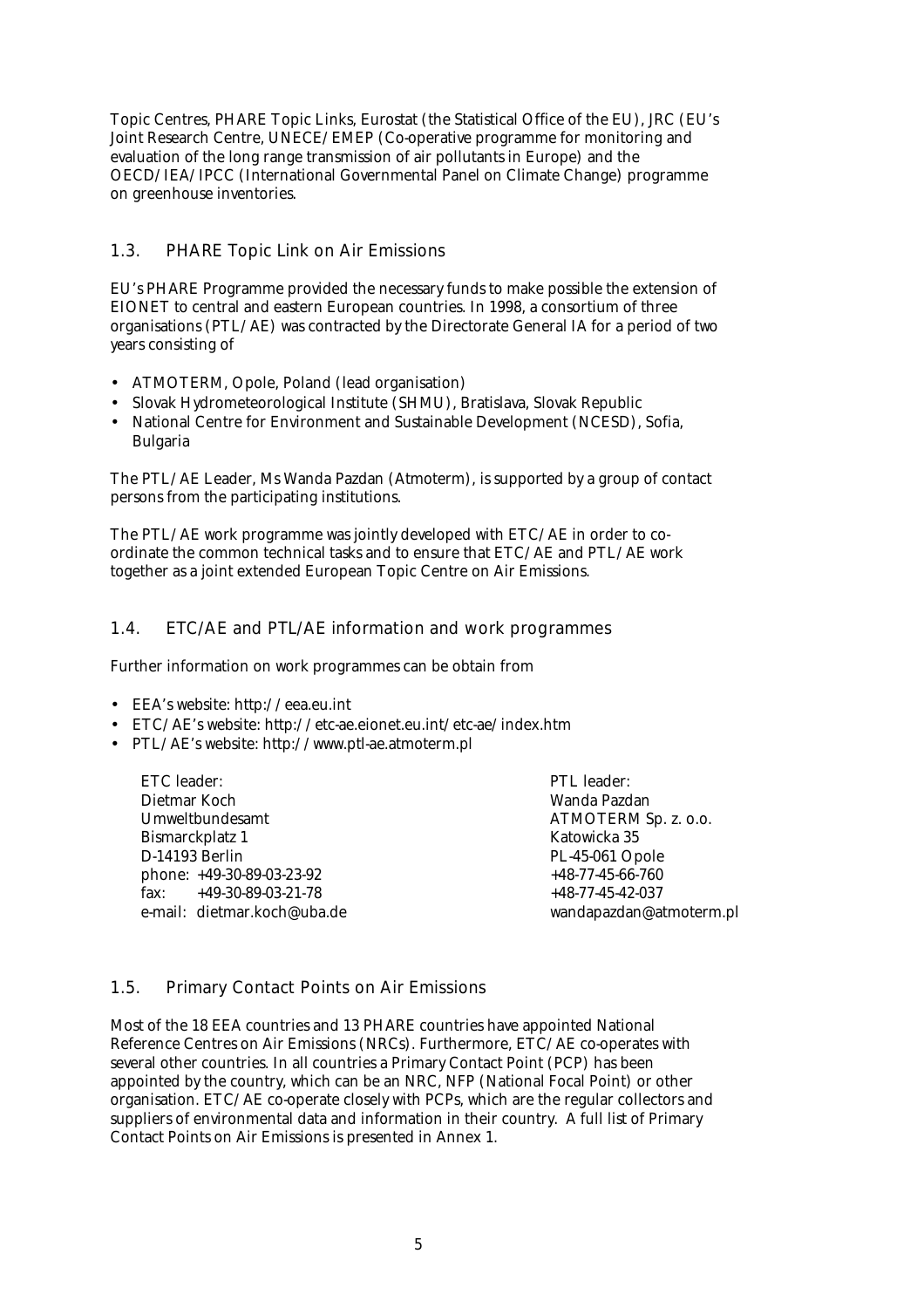Topic Centres, PHARE Topic Links, Eurostat (the Statistical Office of the EU), JRC (EU's Joint Research Centre, UNECE/EMEP (Co-operative programme for monitoring and evaluation of the long range transmission of air pollutants in Europe) and the OECD/IEA/IPCC (International Governmental Panel on Climate Change) programme on greenhouse inventories.

## 1.3. PHARE Topic Link on Air Emissions

EU's PHARE Programme provided the necessary funds to make possible the extension of EIONET to central and eastern European countries. In 1998, a consortium of three organisations (PTL/AE) was contracted by the Directorate General IA for a period of two years consisting of

- ATMOTERM, Opole, Poland (lead organisation)
- Slovak Hydrometeorological Institute (SHMU), Bratislava, Slovak Republic
- National Centre for Environment and Sustainable Development (NCESD), Sofia, Bulgaria

The PTL/AE Leader, Ms Wanda Pazdan (Atmoterm), is supported by a group of contact persons from the participating institutions.

The PTL/AE work programme was jointly developed with ETC/AE in order to co-ordinate the common technical tasks and to ensure that ETC/AE and PTL/AE work together as a joint extended European Topic Centre on Air Emissions.

## 1.4. ETC/AE and PTL/AE information and work programmes

Further information on work programmes can be obtain from

- EEA's website: http://eea.eu.int
- ETC/AE's website: http://etc-ae.eionet.eu.int/etc-ae/index.htm
- PTL/AE's website: http://www.ptl-ae.atmoterm.pl

| ETC leader: | PTL leader: |
| --- | --- |
| Dietmar Koch | Wanda Pazdan |
| Umweltbundesamt | ATMOTERM Sp. z. o.o. |
| Bismarckplatz 1 | Katowicka 35 |
| D-14193 Berlin | PL-45-061 Opole |
| phone: +49-30-89-03-23-92 | +48-77-45-66-760 |
| fax: +49-30-89-03-21-78 | +48-77-45-42-037 |
| e-mail: dietmar.koch@uba.de | wandapazdan@atmoterm.pl |

## 1.5. Primary Contact Points on Air Emissions

Most of the 18 EEA countries and 13 PHARE countries have appointed National Reference Centres on Air Emissions (NRCs). Furthermore, ETC/AE co-operates with several other countries. In all countries a Primary Contact Point (PCP) has been appointed by the country, which can be an NRC, NFP (National Focal Point) or other organisation. ETC/AE co-operate closely with PCPs, which are the regular collectors and suppliers of environmental data and information in their country. A full list of Primary Contact Points on Air Emissions is presented in Annex 1.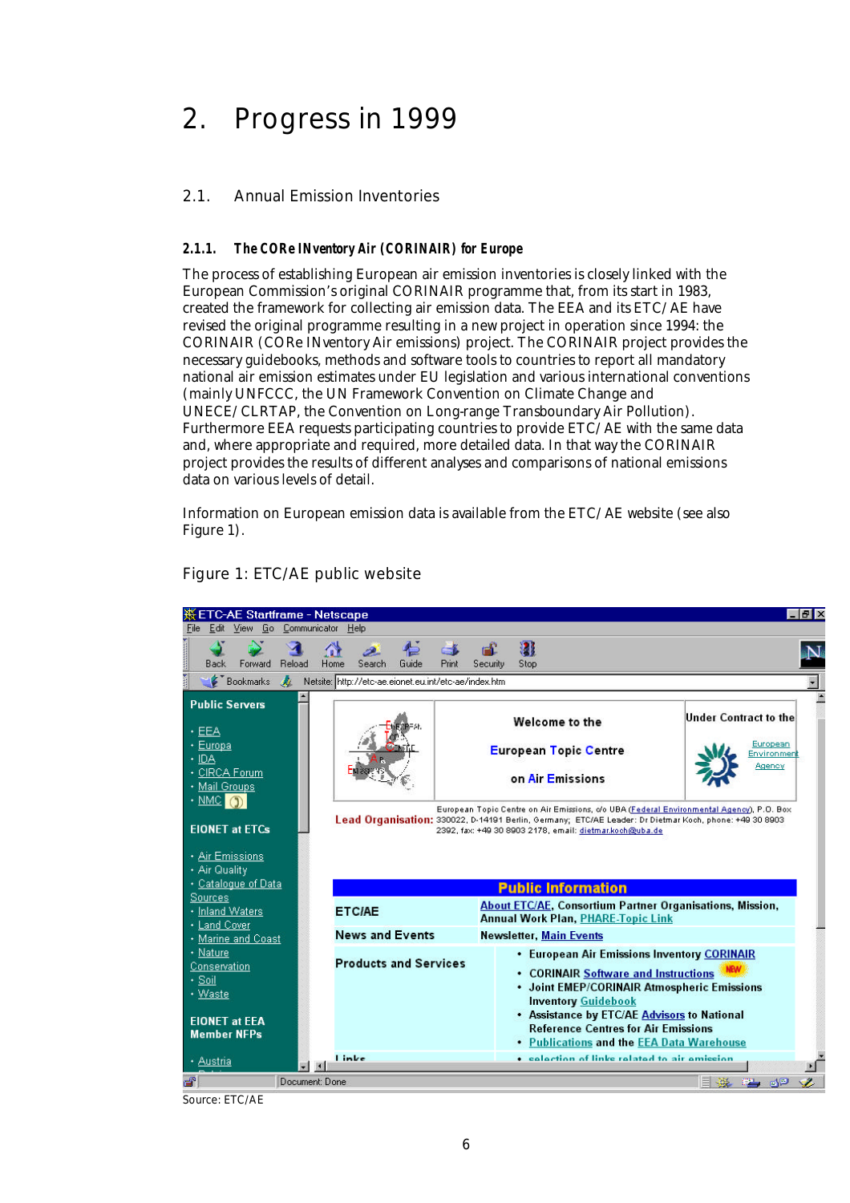# 2. Progress in 1999

## 2.1. Annual Emission Inventories

### 2.1.1. The CORe INventory Air (CORINAIR) for Europe

The process of establishing European air emission inventories is closely linked with the European Commission's original CORINAIR programme that, from its start in 1983, created the framework for collecting air emission data. The EEA and its ETC/AE have revised the original programme resulting in a new project in operation since 1994: the CORINAIR (CORe INventory Air emissions) project. The CORINAIR project provides the necessary guidebooks, methods and software tools to countries to report all mandatory national air emission estimates under EU legislation and various international conventions (mainly UNFCCC, the UN Framework Convention on Climate Change and UNECE/CLRTAP, the Convention on Long-range Transboundary Air Pollution). Furthermore EEA requests participating countries to provide ETC/AE with the same data and, where appropriate and required, more detailed data. In that way the CORINAIR project provides the results of different analyses and comparisons of national emissions data on various levels of detail.

Information on European emission data is available from the ETC/AE website (see also Figure 1).

Figure 1: ETC/AE public website

Source: ETC/AE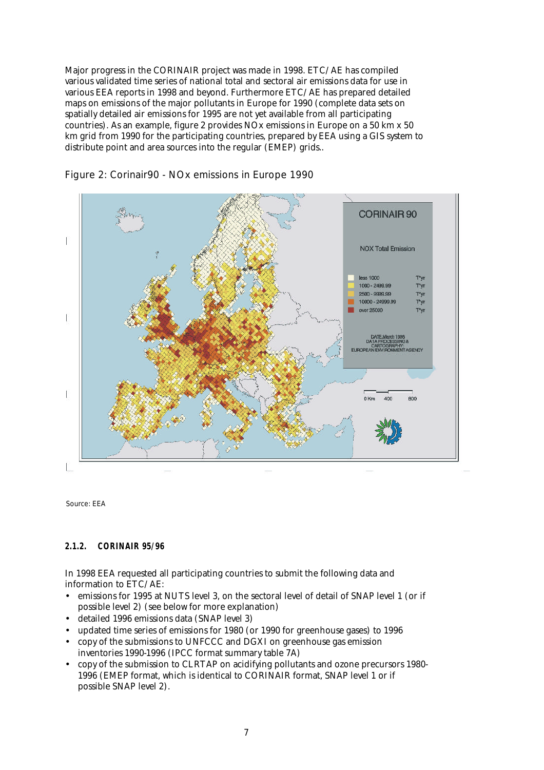Major progress in the CORINAIR project was made in 1998. ETC/AE has compiled various validated time series of national total and sectoral air emissions data for use in various EEA reports in 1998 and beyond. Furthermore ETC/AE has prepared detailed maps on emissions of the major pollutants in Europe for 1990 (complete data sets on spatially detailed air emissions for 1995 are not yet available from all participating countries). As an example, figure 2 provides NOx emissions in Europe on a 50 km x 50 km grid from 1990 for the participating countries, prepared by EEA using a GIS system to distribute point and area sources into the regular (EMEP) grids..

Figure 2: Corinair90 - NOx emissions in Europe 1990

Source: EEA

#### 2.1.2. CORINAIR 95/96

In 1998 EEA requested all participating countries to submit the following data and information to ETC/AE:

- emissions for 1995 at NUTS level 3, on the sectoral level of detail of SNAP level 1 (or if possible level 2) (see below for more explanation)
- detailed 1996 emissions data (SNAP level 3)
- updated time series of emissions for 1980 (or 1990 for greenhouse gases) to 1996
- copy of the submissions to UNFCCC and DGXI on greenhouse gas emission inventories 1990-1996 (IPCC format summary table 7A)
- copy of the submission to CLRTAP on acidifying pollutants and ozone precursors 1980-1996 (EMEP format, which is identical to CORINAIR format, SNAP level 1 or if possible SNAP level 2).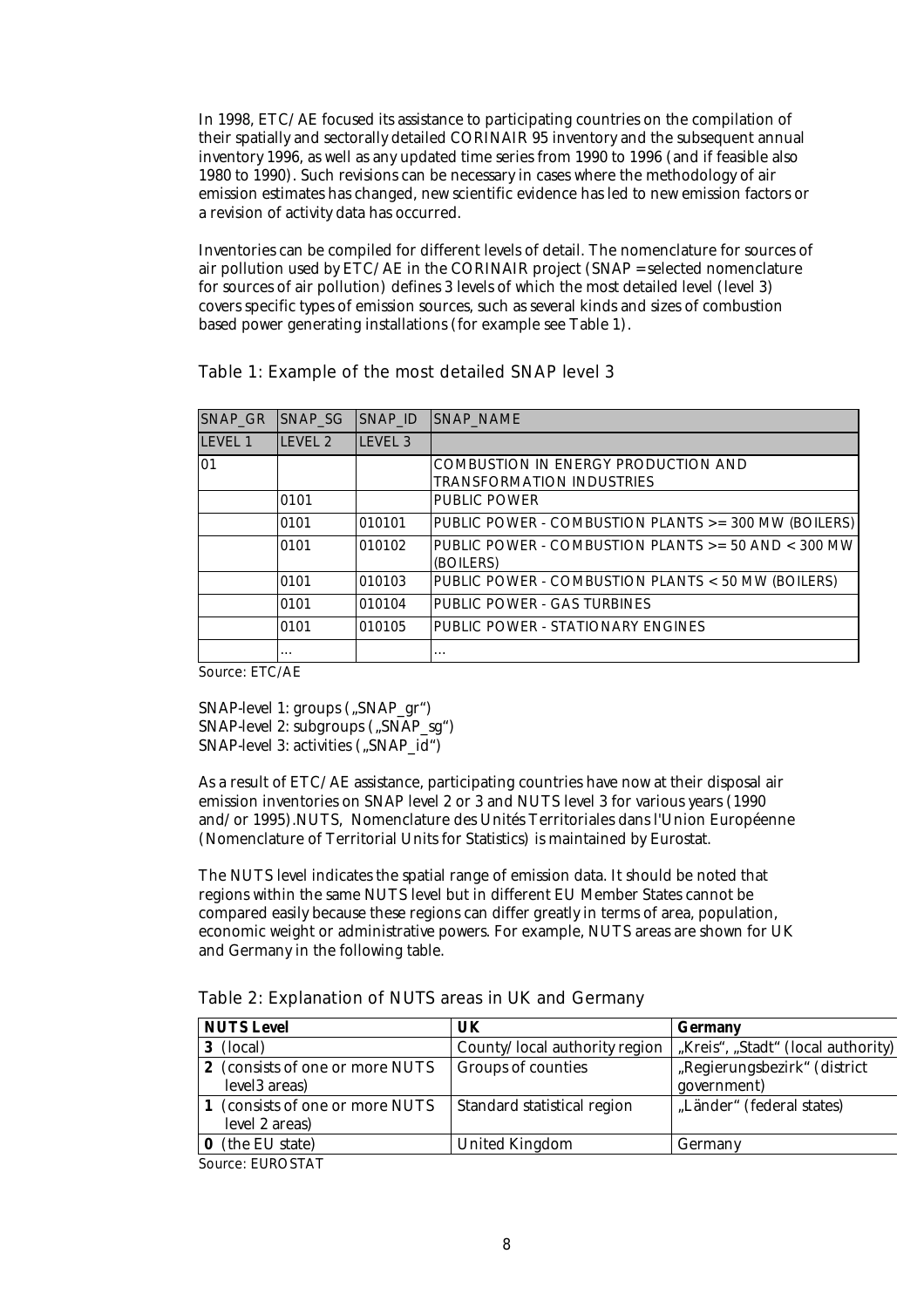In 1998, ETC/AE focused its assistance to participating countries on the compilation of their spatially and sectorally detailed CORINAIR 95 inventory and the subsequent annual inventory 1996, as well as any updated time series from 1990 to 1996 (and if feasible also 1980 to 1990). Such revisions can be necessary in cases where the methodology of air emission estimates has changed, new scientific evidence has led to new emission factors or a revision of activity data has occurred.

Inventories can be compiled for different levels of detail. The nomenclature for sources of air pollution used by ETC/AE in the CORINAIR project (SNAP = selected nomenclature for sources of air pollution) defines 3 levels of which the most detailed level (level 3) covers specific types of emission sources, such as several kinds and sizes of combustion based power generating installations (for example see Table 1).

Table 1: Example of the most detailed SNAP level 3

| SNAP_GR | SNAP_SG | SNAP_ID | SNAP_NAME |
|---|---|---|---|
| LEVEL 1 | LEVEL 2 | LEVEL 3 | |
| 01 | | | COMBUSTION IN ENERGY PRODUCTION AND TRANSFORMATION INDUSTRIES |
| | 0101 | | PUBLIC POWER |
| | 0101 | 010101 | PUBLIC POWER - COMBUSTION PLANTS >= 300 MW (BOILERS) |
| | 0101 | 010102 | PUBLIC POWER - COMBUSTION PLANTS >= 50 AND < 300 MW (BOILERS) |
| | 0101 | 010103 | PUBLIC POWER - COMBUSTION PLANTS < 50 MW (BOILERS) |
| | 0101 | 010104 | PUBLIC POWER - GAS TURBINES |
| | 0101 | 010105 | PUBLIC POWER - STATIONARY ENGINES |
| | ... | | ... |

Source: ETC/AE

SNAP-level 1: groups („SNAP_gr")
SNAP-level 2: subgroups („SNAP_sg")
SNAP-level 3: activities („SNAP_id")

As a result of ETC/AE assistance, participating countries have now at their disposal air emission inventories on SNAP level 2 or 3 and NUTS level 3 for various years (1990 and/or 1995).NUTS, Nomenclature des Unités Territoriales dans l'Union Européenne (Nomenclature of Territorial Units for Statistics) is maintained by Eurostat.

The NUTS level indicates the spatial range of emission data. It should be noted that regions within the same NUTS level but in different EU Member States cannot be compared easily because these regions can differ greatly in terms of area, population, economic weight or administrative powers. For example, NUTS areas are shown for UK and Germany in the following table.

Table 2: Explanation of NUTS areas in UK and Germany

| **NUTS Level** | **UK** | **Germany** |
|---|---|---|
| **3** (local) | County/local authority region | „Kreis", „Stadt" (local authority) |
| **2** (consists of one or more NUTS level3 areas) | Groups of counties | „Regierungsbezirk" (district government) |
| **1** (consists of one or more NUTS level 2 areas) | Standard statistical region | „Länder" (federal states) |
| **0** (the EU state) | United Kingdom | Germany |

Source: EUROSTAT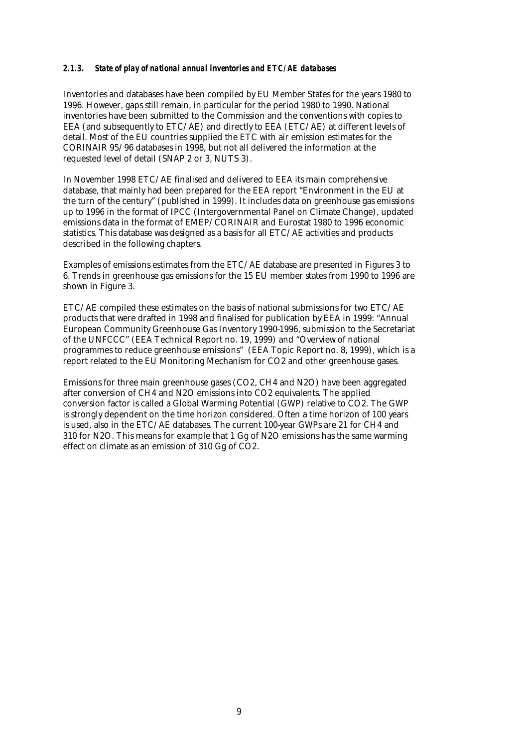### *2.1.3. State of play of national annual inventories and ETC/AE databases*

Inventories and databases have been compiled by EU Member States for the years 1980 to 1996. However, gaps still remain, in particular for the period 1980 to 1990. National inventories have been submitted to the Commission and the conventions with copies to EEA (and subsequently to ETC/AE) and directly to EEA (ETC/AE) at different levels of detail. Most of the EU countries supplied the ETC with air emission estimates for the CORINAIR 95/96 databases in 1998, but not all delivered the information at the requested level of detail (SNAP 2 or 3, NUTS 3).

In November 1998 ETC/AE finalised and delivered to EEA its main comprehensive database, that mainly had been prepared for the EEA report "Environment in the EU at the turn of the century" (published in 1999). It includes data on greenhouse gas emissions up to 1996 in the format of IPCC (Intergovernmental Panel on Climate Change), updated emissions data in the format of EMEP/CORINAIR and Eurostat 1980 to 1996 economic statistics. This database was designed as a basis for all ETC/AE activities and products described in the following chapters.

Examples of emissions estimates from the ETC/AE database are presented in Figures 3 to 6. Trends in greenhouse gas emissions for the 15 EU member states from 1990 to 1996 are shown in Figure 3.

ETC/AE compiled these estimates on the basis of national submissions for two ETC/AE products that were drafted in 1998 and finalised for publication by EEA in 1999: "Annual European Community Greenhouse Gas Inventory 1990-1996, submission to the Secretariat of the UNFCCC" (EEA Technical Report no. 19, 1999) and "Overview of national programmes to reduce greenhouse emissions" (EEA Topic Report no. 8, 1999), which is a report related to the EU Monitoring Mechanism for $CO_2$ and other greenhouse gases.

Emissions for three main greenhouse gases ($CO_2$, $CH_4$ and $N_2O$) have been aggregated after conversion of $CH_4$ and $N_2O$ emissions into $CO_2$ equivalents. The applied conversion factor is called a Global Warming Potential (GWP) relative to $CO_2$. The GWP is strongly dependent on the time horizon considered. Often a time horizon of 100 years is used, also in the ETC/AE databases. The current 100-year GWPs are 21 for $CH_4$ and 310 for $N_2O$. This means for example that 1 Gg of $N_2O$ emissions has the same warming effect on climate as an emission of 310 Gg of $CO_2$.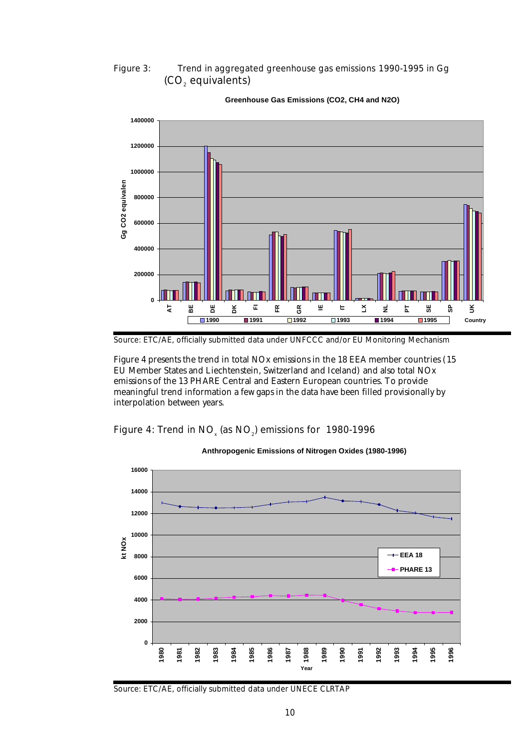Figure 3: Trend in aggregated greenhouse gas emissions 1990-1995 in Gg ($CO_2$ equivalents)

Source: ETC/AE, officially submitted data under UNFCCC and/or EU Monitoring Mechanism

Figure 4 presents the trend in total NOx emissions in the 18 EEA member countries (15 EU Member States and Liechtenstein, Switzerland and Iceland) and also total NOx emissions of the 13 PHARE Central and Eastern European countries. To provide meaningful trend information a few gaps in the data have been filled provisionally by interpolation between years.

Figure 4: Trend in $NO_x$ (as $NO_2$) emissions for 1980-1996

Source: ETC/AE, officially submitted data under UNECE CLRTAP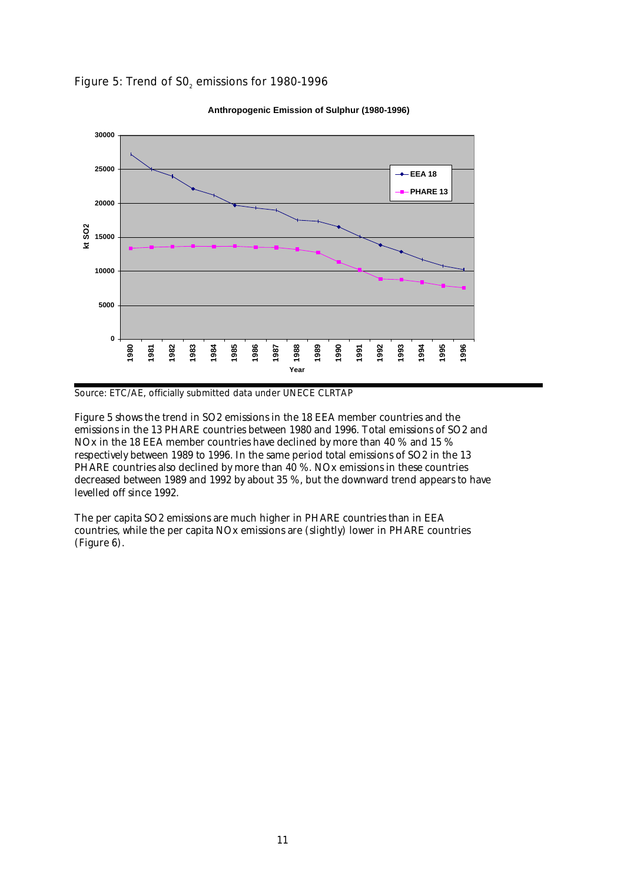Figure 5: Trend of $SO_2$ emissions for 1980-1996

Source: ETC/AE, officially submitted data under UNECE CLRTAP

Figure 5 shows the trend in SO2 emissions in the 18 EEA member countries and the emissions in the 13 PHARE countries between 1980 and 1996. Total emissions of SO2 and NOx in the 18 EEA member countries have declined by more than 40 % and 15 % respectively between 1989 to 1996. In the same period total emissions of SO2 in the 13 PHARE countries also declined by more than 40 %. NOx emissions in these countries decreased between 1989 and 1992 by about 35 %, but the downward trend appears to have levelled off since 1992.

The per capita SO2 emissions are much higher in PHARE countries than in EEA countries, while the per capita NOx emissions are (slightly) lower in PHARE countries (Figure 6).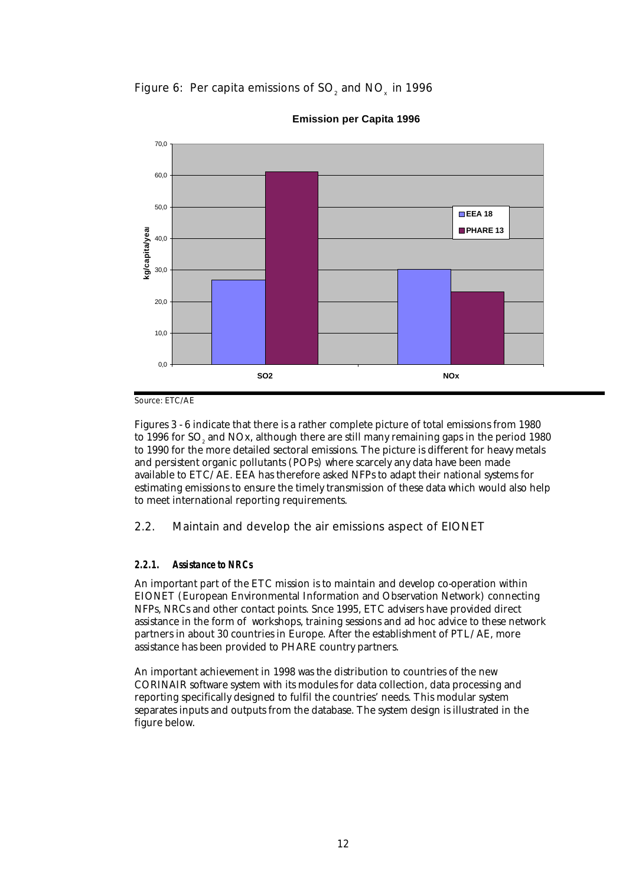Figure 6: Per capita emissions of $SO_2$ and $NO_x$ in 1996

Source: ETC/AE

Figures 3 - 6 indicate that there is a rather complete picture of total emissions from 1980 to 1996 for $SO_2$ and NOx, although there are still many remaining gaps in the period 1980 to 1990 for the more detailed sectoral emissions. The picture is different for heavy metals and persistent organic pollutants (POPs) where scarcely any data have been made available to ETC/AE. EEA has therefore asked NFPs to adapt their national systems for estimating emissions to ensure the timely transmission of these data which would also help to meet international reporting requirements.

## 2.2. Maintain and develop the air emissions aspect of EIONET

### *2.2.1. Assistance to NRCs*

An important part of the ETC mission is to maintain and develop co-operation within EIONET (European Environmental Information and Observation Network) connecting NFPs, NRCs and other contact points. Snce 1995, ETC advisers have provided direct assistance in the form of workshops, training sessions and ad hoc advice to these network partners in about 30 countries in Europe. After the establishment of PTL/AE, more assistance has been provided to PHARE country partners.

An important achievement in 1998 was the distribution to countries of the new CORINAIR software system with its modules for data collection, data processing and reporting specifically designed to fulfil the countries' needs. This modular system separates inputs and outputs from the database. The system design is illustrated in the figure below.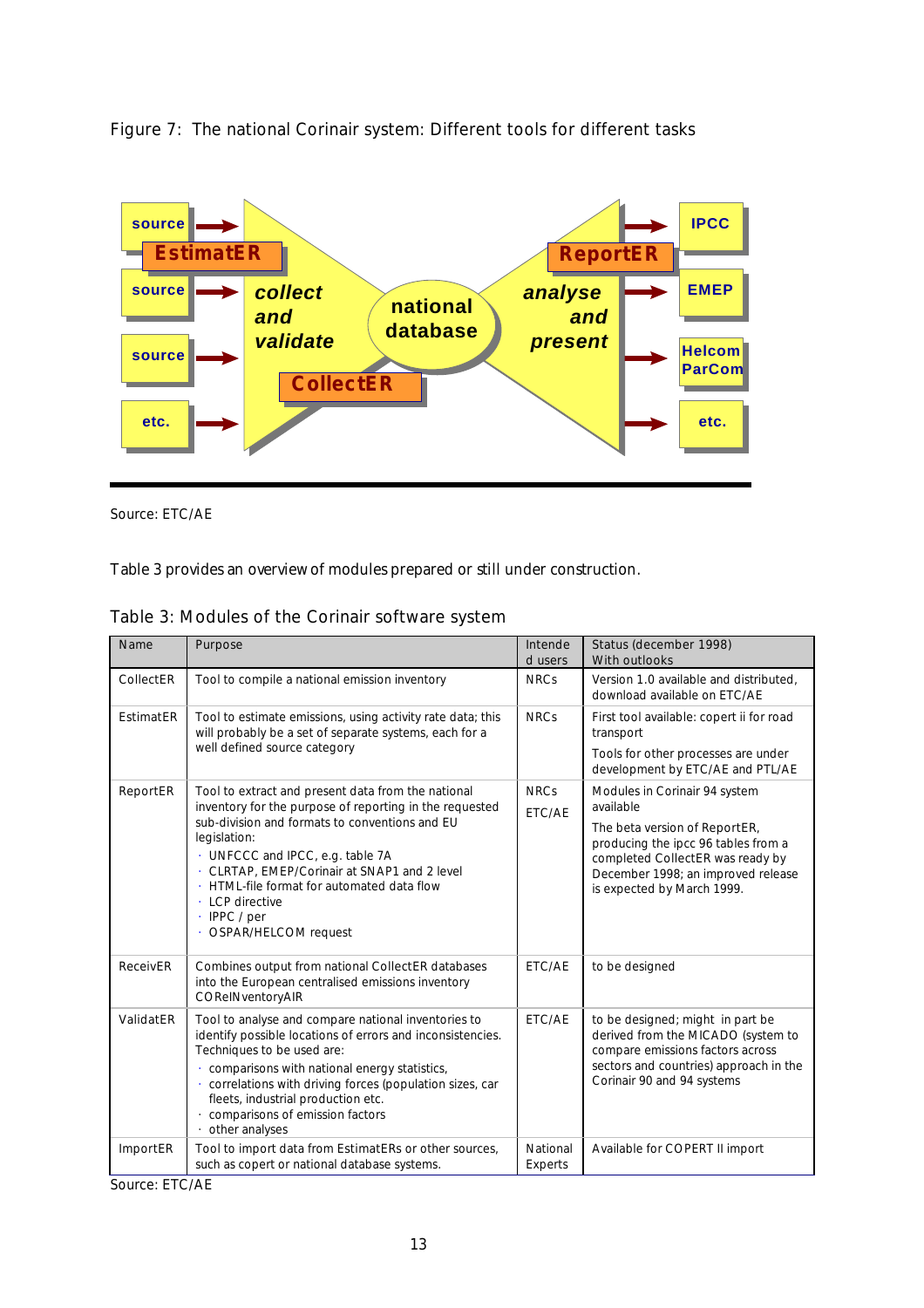Figure 7: The national Corinair system: Different tools for different tasks

Source: ETC/AE

Table 3 provides an overview of modules prepared or still under construction.

Table 3: Modules of the Corinair software system

| Name | Purpose | Intended users | Status (december 1998) With outlooks |
|---|---|---|---|
| CollectER | Tool to compile a national emission inventory | NRCs | Version 1.0 available and distributed, download available on ETC/AE |
| EstimatER | Tool to estimate emissions, using activity rate data; this will probably be a set of separate systems, each for a well defined source category | NRCs | First tool available: copert ii for road transport<br>Tools for other processes are under development by ETC/AE and PTL/AE |
| ReportER | Tool to extract and present data from the national inventory for the purpose of reporting in the requested sub-division and formats to conventions and EU legislation:<br>· UNFCCC and IPCC, e.g. table 7A<br>· CLRTAP, EMEP/Corinair at SNAP1 and 2 level<br>· HTML-file format for automated data flow<br>· LCP directive<br>· IPPC / per<br>· OSPAR/HELCOM request | NRCs<br>ETC/AE | Modules in Corinair 94 system available<br>The beta version of ReportER, producing the ipcc 96 tables from a completed CollectER was ready by December 1998; an improved release is expected by March 1999. |
| ReceivER | Combines output from national CollectER databases into the European centralised emissions inventory COReINventoryAIR | ETC/AE | to be designed |
| ValidatER | Tool to analyse and compare national inventories to identify possible locations of errors and inconsistencies. Techniques to be used are:<br>· comparisons with national energy statistics,<br>· correlations with driving forces (population sizes, car fleets, industrial production etc.<br>· comparisons of emission factors<br>· other analyses | ETC/AE | to be designed; might in part be derived from the MICADO (system to compare emissions factors across sectors and countries) approach in the Corinair 90 and 94 systems |
| ImportER | Tool to import data from EstimatERs or other sources, such as copert or national database systems. | National Experts | Available for COPERT II import |

Source: ETC/AE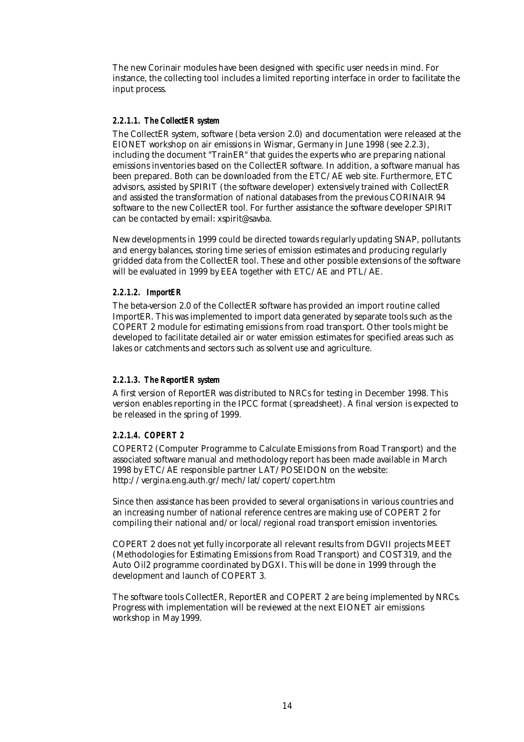The new Corinair modules have been designed with specific user needs in mind. For instance, the collecting tool includes a limited reporting interface in order to facilitate the input process.

#### 2.2.1.1. The CollectER system

The CollectER system, software (beta version 2.0) and documentation were released at the EIONET workshop on air emissions in Wismar, Germany in June 1998 (see 2.2.3), including the document "TrainER" that guides the experts who are preparing national emissions inventories based on the CollectER software. In addition, a software manual has been prepared. Both can be downloaded from the ETC/AE web site. Furthermore, ETC advisors, assisted by SPIRIT (the software developer) extensively trained with CollectER and assisted the transformation of national databases from the previous CORINAIR 94 software to the new CollectER tool. For further assistance the software developer SPIRIT can be contacted by email: xspirit@savba.

New developments in 1999 could be directed towards regularly updating SNAP, pollutants and energy balances, storing time series of emission estimates and producing regularly gridded data from the CollectER tool. These and other possible extensions of the software will be evaluated in 1999 by EEA together with ETC/AE and PTL/AE.

#### 2.2.1.2. ImportER

The beta-version 2.0 of the CollectER software has provided an import routine called ImportER. This was implemented to import data generated by separate tools such as the COPERT 2 module for estimating emissions from road transport. Other tools might be developed to facilitate detailed air or water emission estimates for specified areas such as lakes or catchments and sectors such as solvent use and agriculture.

#### 2.2.1.3. The ReportER system

A first version of ReportER was distributed to NRCs for testing in December 1998. This version enables reporting in the IPCC format (spreadsheet). A final version is expected to be released in the spring of 1999.

#### 2.2.1.4. COPERT 2

COPERT2 (Computer Programme to Calculate Emissions from Road Transport) and the associated software manual and methodology report has been made available in March 1998 by ETC/AE responsible partner LAT/POSEIDON on the website: http://vergina.eng.auth.gr/mech/lat/copert/copert.htm

Since then assistance has been provided to several organisations in various countries and an increasing number of national reference centres are making use of COPERT 2 for compiling their national and/or local/regional road transport emission inventories.

COPERT 2 does not yet fully incorporate all relevant results from DGVII projects MEET (Methodologies for Estimating Emissions from Road Transport) and COST319, and the Auto Oil2 programme coordinated by DGXI. This will be done in 1999 through the development and launch of COPERT 3.

The software tools CollectER, ReportER and COPERT 2 are being implemented by NRCs. Progress with implementation will be reviewed at the next EIONET air emissions workshop in May 1999.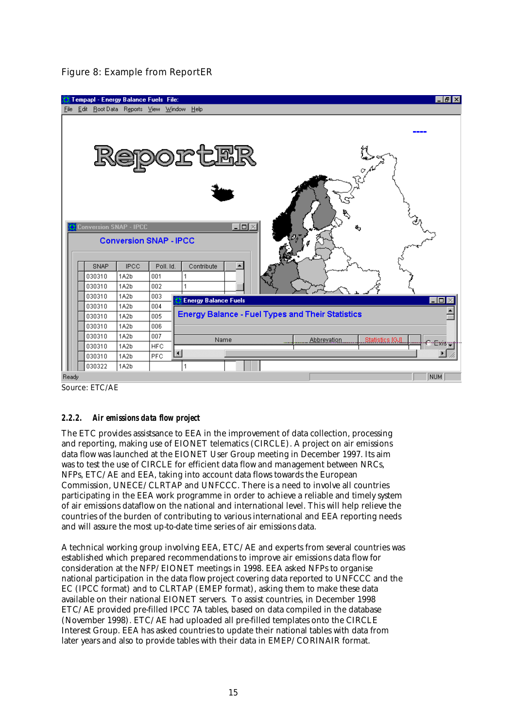Figure 8: Example from ReportER

Source: ETC/AE

#### 2.2.2. *Air emissions data flow project*

The ETC provides assistsance to EEA in the improvement of data collection, processing and reporting, making use of EIONET telematics (CIRCLE). A project on air emissions data flow was launched at the EIONET User Group meeting in December 1997. Its aim was to test the use of CIRCLE for efficient data flow and management between NRCs, NFPs, ETC/AE and EEA, taking into account data flows towards the European Commission, UNECE/CLRTAP and UNFCCC. There is a need to involve all countries participating in the EEA work programme in order to achieve a reliable and timely system of air emissions dataflow on the national and international level. This will help relieve the countries of the burden of contributing to various international and EEA reporting needs and will assure the most up-to-date time series of air emissions data.

A technical working group involving EEA, ETC/AE and experts from several countries was established which prepared recommendations to improve air emissions data flow for consideration at the NFP/EIONET meetings in 1998. EEA asked NFPs to organise national participation in the data flow project covering data reported to UNFCCC and the EC (IPCC format) and to CLRTAP (EMEP format), asking them to make these data available on their national EIONET servers. To assist countries, in December 1998 ETC/AE provided pre-filled IPCC 7A tables, based on data compiled in the database (November 1998). ETC/AE had uploaded all pre-filled templates onto the CIRCLE Interest Group. EEA has asked countries to update their national tables with data from later years and also to provide tables with their data in EMEP/CORINAIR format.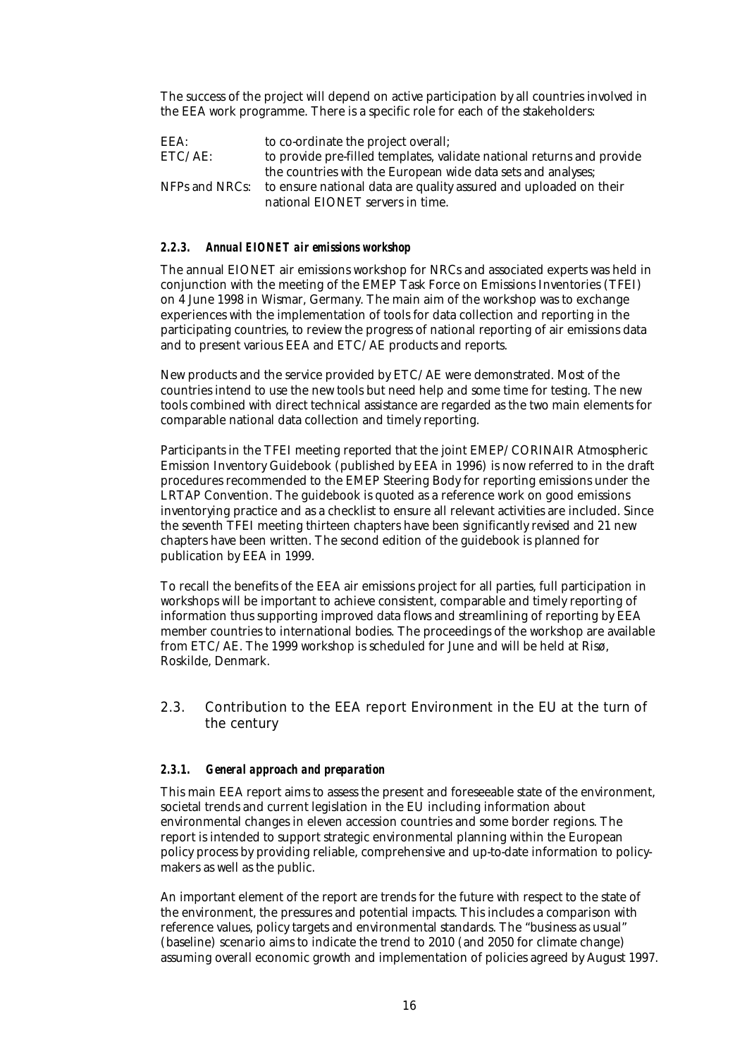The success of the project will depend on active participation by all countries involved in the EEA work programme. There is a specific role for each of the stakeholders:

| | |
|---|---|
| EEA: | to co-ordinate the project overall; |
| ETC/AE: | to provide pre-filled templates, validate national returns and provide the countries with the European wide data sets and analyses; |
| NFPs and NRCs: | to ensure national data are quality assured and uploaded on their national EIONET servers in time. |

#### *2.2.3. Annual EIONET air emissions workshop*

The annual EIONET air emissions workshop for NRCs and associated experts was held in conjunction with the meeting of the EMEP Task Force on Emissions Inventories (TFEI) on 4 June 1998 in Wismar, Germany. The main aim of the workshop was to exchange experiences with the implementation of tools for data collection and reporting in the participating countries, to review the progress of national reporting of air emissions data and to present various EEA and ETC/AE products and reports.

New products and the service provided by ETC/AE were demonstrated. Most of the countries intend to use the new tools but need help and some time for testing. The new tools combined with direct technical assistance are regarded as the two main elements for comparable national data collection and timely reporting.

Participants in the TFEI meeting reported that the joint EMEP/CORINAIR Atmospheric Emission Inventory Guidebook (published by EEA in 1996) is now referred to in the draft procedures recommended to the EMEP Steering Body for reporting emissions under the LRTAP Convention. The guidebook is quoted as a reference work on good emissions inventorying practice and as a checklist to ensure all relevant activities are included. Since the seventh TFEI meeting thirteen chapters have been significantly revised and 21 new chapters have been written. The second edition of the guidebook is planned for publication by EEA in 1999.

To recall the benefits of the EEA air emissions project for all parties, full participation in workshops will be important to achieve consistent, comparable and timely reporting of information thus supporting improved data flows and streamlining of reporting by EEA member countries to international bodies. The proceedings of the workshop are available from ETC/AE. The 1999 workshop is scheduled for June and will be held at Risø, Roskilde, Denmark.

### 2.3. Contribution to the EEA report Environment in the EU at the turn of the century

#### *2.3.1. General approach and preparation*

This main EEA report aims to assess the present and foreseeable state of the environment, societal trends and current legislation in the EU including information about environmental changes in eleven accession countries and some border regions. The report is intended to support strategic environmental planning within the European policy process by providing reliable, comprehensive and up-to-date information to policy-makers as well as the public.

An important element of the report are trends for the future with respect to the state of the environment, the pressures and potential impacts. This includes a comparison with reference values, policy targets and environmental standards. The "business as usual" (baseline) scenario aims to indicate the trend to 2010 (and 2050 for climate change) assuming overall economic growth and implementation of policies agreed by August 1997.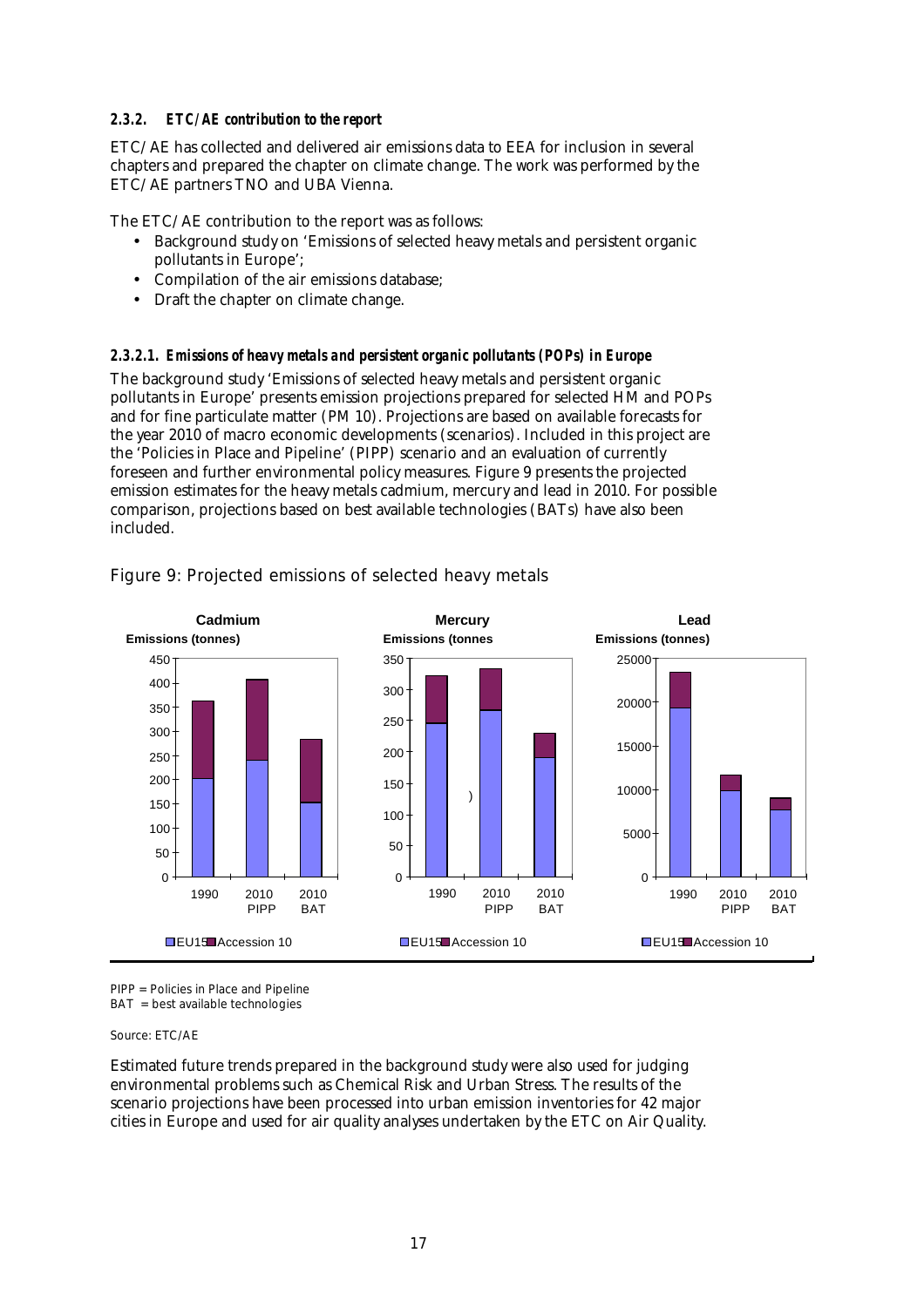#### 2.3.2. *ETC/AE contribution to the report*

ETC/AE has collected and delivered air emissions data to EEA for inclusion in several chapters and prepared the chapter on climate change. The work was performed by the ETC/AE partners TNO and UBA Vienna.

The ETC/AE contribution to the report was as follows:

- Background study on 'Emissions of selected heavy metals and persistent organic pollutants in Europe';
- Compilation of the air emissions database;
- Draft the chapter on climate change.

##### 2.3.2.1. *Emissions of heavy metals and persistent organic pollutants (POPs) in Europe*

The background study 'Emissions of selected heavy metals and persistent organic pollutants in Europe' presents emission projections prepared for selected HM and POPs and for fine particulate matter (PM 10). Projections are based on available forecasts for the year 2010 of macro economic developments (scenarios). Included in this project are the 'Policies in Place and Pipeline' (PIPP) scenario and an evaluation of currently foreseen and further environmental policy measures. Figure 9 presents the projected emission estimates for the heavy metals cadmium, mercury and lead in 2010. For possible comparison, projections based on best available technologies (BATs) have also been included.

Figure 9: Projected emissions of selected heavy metals

PIPP = Policies in Place and Pipeline
BAT = best available technologies

Source: ETC/AE

Estimated future trends prepared in the background study were also used for judging environmental problems such as Chemical Risk and Urban Stress. The results of the scenario projections have been processed into urban emission inventories for 42 major cities in Europe and used for air quality analyses undertaken by the ETC on Air Quality.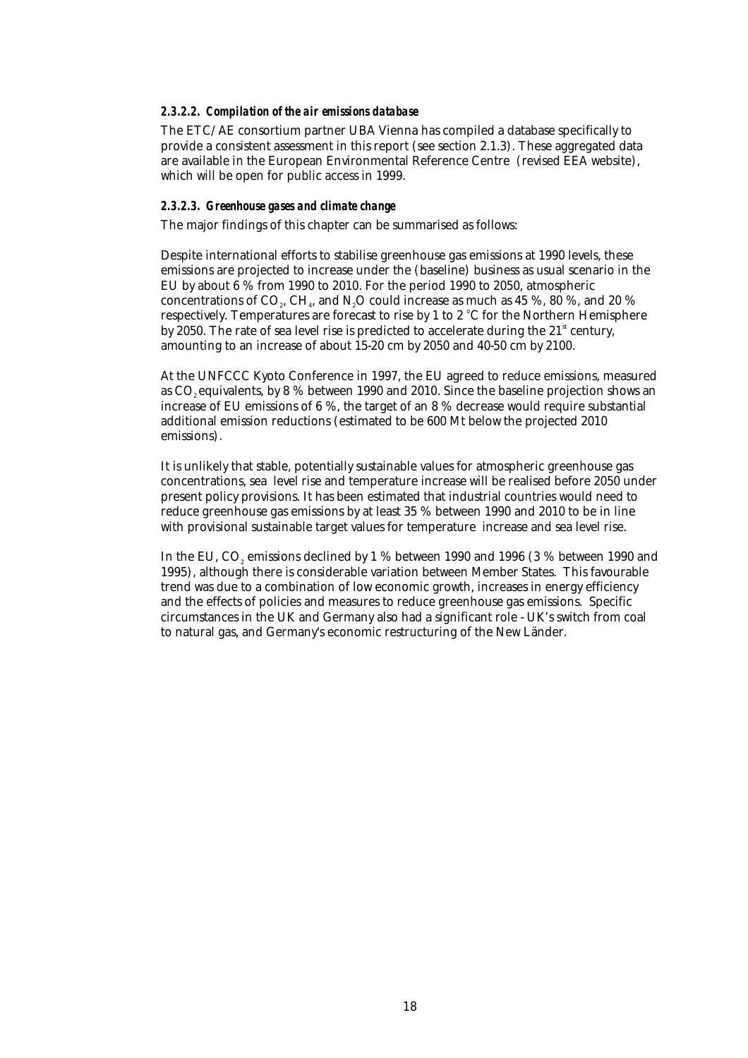#### *2.3.2.2. Compilation of the air emissions database*

The ETC/AE consortium partner UBA Vienna has compiled a database specifically to provide a consistent assessment in this report (see section 2.1.3). These aggregated data are available in the European Environmental Reference Centre (revised EEA website), which will be open for public access in 1999.

#### *2.3.2.3. Greenhouse gases and climate change*

The major findings of this chapter can be summarised as follows:

Despite international efforts to stabilise greenhouse gas emissions at 1990 levels, these emissions are projected to increase under the (baseline) business as usual scenario in the EU by about 6 % from 1990 to 2010. For the period 1990 to 2050, atmospheric concentrations of $CO_2$, $CH_4$, and $N_2O$ could increase as much as 45 %, 80 %, and 20 % respectively. Temperatures are forecast to rise by 1 to 2 °C for the Northern Hemisphere by 2050. The rate of sea level rise is predicted to accelerate during the 21[st] century, amounting to an increase of about 15-20 cm by 2050 and 40-50 cm by 2100.

At the UNFCCC Kyoto Conference in 1997, the EU agreed to reduce emissions, measured as $CO_2$ equivalents, by 8 % between 1990 and 2010. Since the baseline projection shows an increase of EU emissions of 6 %, the target of an 8 % decrease would require substantial additional emission reductions (estimated to be 600 Mt below the projected 2010 emissions).

It is unlikely that stable, potentially sustainable values for atmospheric greenhouse gas concentrations, sea level rise and temperature increase will be realised before 2050 under present policy provisions. It has been estimated that industrial countries would need to reduce greenhouse gas emissions by at least 35 % between 1990 and 2010 to be in line with provisional sustainable target values for temperature increase and sea level rise.

In the EU, $CO_2$ emissions declined by 1 % between 1990 and 1996 (3 % between 1990 and 1995), although there is considerable variation between Member States. This favourable trend was due to a combination of low economic growth, increases in energy efficiency and the effects of policies and measures to reduce greenhouse gas emissions. Specific circumstances in the UK and Germany also had a significant role - UK's switch from coal to natural gas, and Germany's economic restructuring of the New Länder.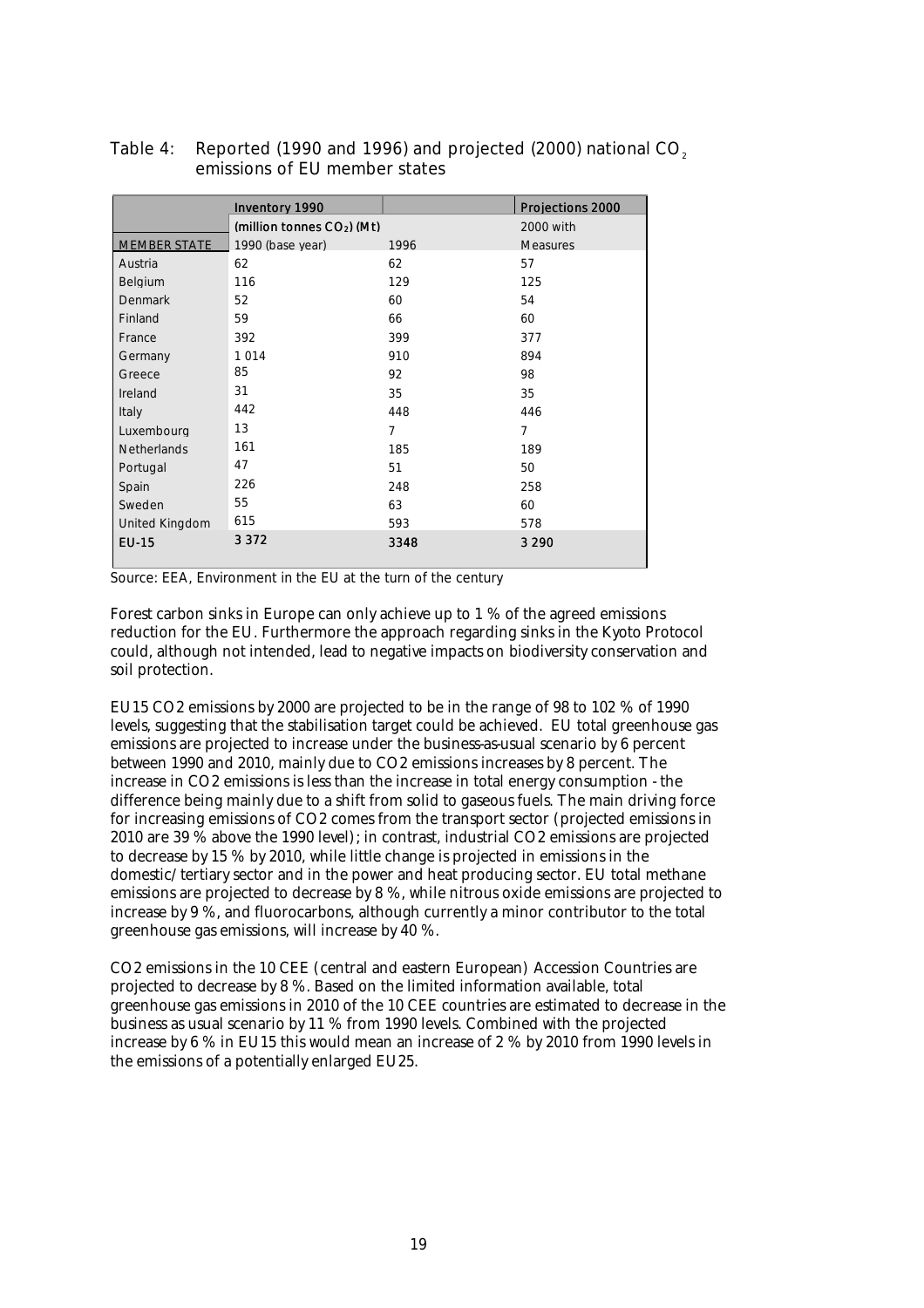Table 4: Reported (1990 and 1996) and projected (2000) national $CO_2$ emissions of EU member states

| | **Inventory 1990** | | **Projections 2000** |
|---|---|---|---|
| | **(million tonnes $CO_2$) (Mt)** | | 2000 with |
| MEMBER STATE | 1990 (base year) | 1996 | Measures |
| Austria | 62 | 62 | 57 |
| Belgium | 116 | 129 | 125 |
| Denmark | 52 | 60 | 54 |
| Finland | 59 | 66 | 60 |
| France | 392 | 399 | 377 |
| Germany | 1 014 | 910 | 894 |
| Greece | 85 | 92 | 98 |
| Ireland | 31 | 35 | 35 |
| Italy | 442 | 448 | 446 |
| Luxembourg | 13 | 7 | 7 |
| Netherlands | 161 | 185 | 189 |
| Portugal | 47 | 51 | 50 |
| Spain | 226 | 248 | 258 |
| Sweden | 55 | 63 | 60 |
| United Kingdom | 615 | 593 | 578 |
| **EU-15** | 3 372 | **3348** | **3 290** |

Source: EEA, Environment in the EU at the turn of the century

Forest carbon sinks in Europe can only achieve up to 1 % of the agreed emissions reduction for the EU. Furthermore the approach regarding sinks in the Kyoto Protocol could, although not intended, lead to negative impacts on biodiversity conservation and soil protection.

EU15 CO2 emissions by 2000 are projected to be in the range of 98 to 102 % of 1990 levels, suggesting that the stabilisation target could be achieved. EU total greenhouse gas emissions are projected to increase under the business-as-usual scenario by 6 percent between 1990 and 2010, mainly due to CO2 emissions increases by 8 percent. The increase in CO2 emissions is less than the increase in total energy consumption - the difference being mainly due to a shift from solid to gaseous fuels. The main driving force for increasing emissions of CO2 comes from the transport sector (projected emissions in 2010 are 39 % above the 1990 level); in contrast, industrial CO2 emissions are projected to decrease by 15 % by 2010, while little change is projected in emissions in the domestic/tertiary sector and in the power and heat producing sector. EU total methane emissions are projected to decrease by 8 %, while nitrous oxide emissions are projected to increase by 9 %, and fluorocarbons, although currently a minor contributor to the total greenhouse gas emissions, will increase by 40 %.

CO2 emissions in the 10 CEE (central and eastern European) Accession Countries are projected to decrease by 8 %. Based on the limited information available, total greenhouse gas emissions in 2010 of the 10 CEE countries are estimated to decrease in the business as usual scenario by 11 % from 1990 levels. Combined with the projected increase by 6 % in EU15 this would mean an increase of 2 % by 2010 from 1990 levels in the emissions of a potentially enlarged EU25.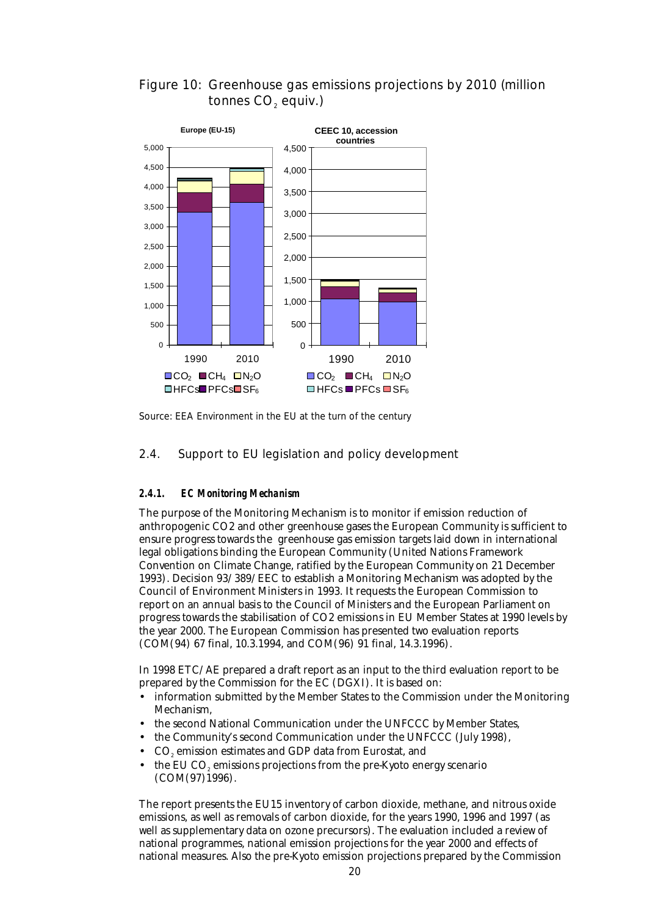Figure 10: Greenhouse gas emissions projections by 2010 (million tonnes $CO_2$ equiv.)

Source: EEA Environment in the EU at the turn of the century

## 2.4. Support to EU legislation and policy development

### *2.4.1. EC Monitoring Mechanism*

The purpose of the Monitoring Mechanism is to monitor if emission reduction of anthropogenic CO2 and other greenhouse gases the European Community is sufficient to ensure progress towards the greenhouse gas emission targets laid down in international legal obligations binding the European Community (United Nations Framework Convention on Climate Change, ratified by the European Community on 21 December 1993). Decision 93/389/EEC to establish a Monitoring Mechanism was adopted by the Council of Environment Ministers in 1993. It requests the European Commission to report on an annual basis to the Council of Ministers and the European Parliament on progress towards the stabilisation of CO2 emissions in EU Member States at 1990 levels by the year 2000. The European Commission has presented two evaluation reports (COM(94) 67 final, 10.3.1994, and COM(96) 91 final, 14.3.1996).

In 1998 ETC/AE prepared a draft report as an input to the third evaluation report to be prepared by the Commission for the EC (DGXI). It is based on:

- information submitted by the Member States to the Commission under the Monitoring Mechanism,
- the second National Communication under the UNFCCC by Member States,
- the Community's second Communication under the UNFCCC (July 1998),
- $CO_2$ emission estimates and GDP data from Eurostat, and
- the EU $CO_2$ emissions projections from the pre-Kyoto energy scenario (COM(97)1996).

The report presents the EU15 inventory of carbon dioxide, methane, and nitrous oxide emissions, as well as removals of carbon dioxide, for the years 1990, 1996 and 1997 (as well as supplementary data on ozone precursors). The evaluation included a review of national programmes, national emission projections for the year 2000 and effects of national measures. Also the pre-Kyoto emission projections prepared by the Commission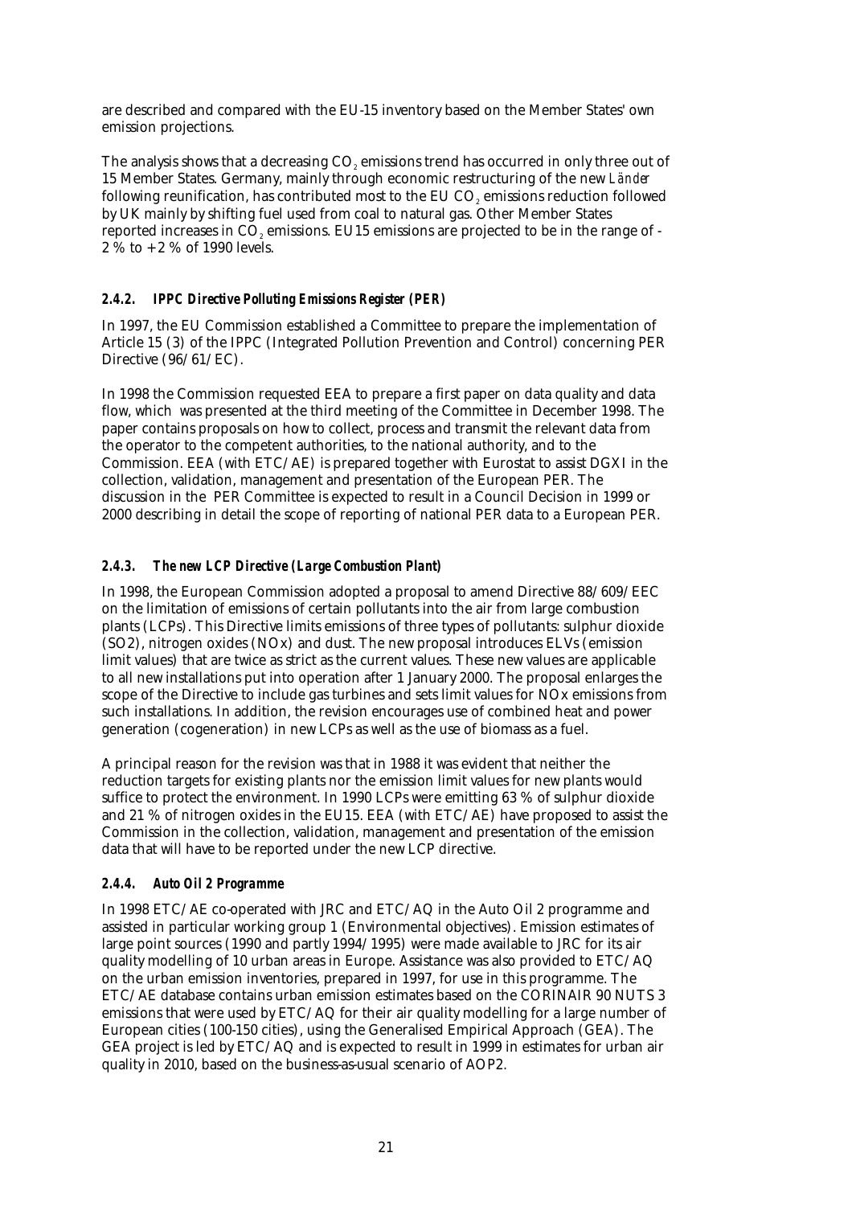are described and compared with the EU-15 inventory based on the Member States' own emission projections.

The analysis shows that a decreasing $CO_2$ emissions trend has occurred in only three out of 15 Member States. Germany, mainly through economic restructuring of the new *Länder* following reunification, has contributed most to the EU $CO_2$ emissions reduction followed by UK mainly by shifting fuel used from coal to natural gas. Other Member States reported increases in $CO_2$ emissions. EU15 emissions are projected to be in the range of - 2 % to + 2 % of 1990 levels.

### *2.4.2. IPPC Directive Polluting Emissions Register (PER)*

In 1997, the EU Commission established a Committee to prepare the implementation of Article 15 (3) of the IPPC (Integrated Pollution Prevention and Control) concerning PER Directive (96/61/EC).

In 1998 the Commission requested EEA to prepare a first paper on data quality and data flow, which was presented at the third meeting of the Committee in December 1998. The paper contains proposals on how to collect, process and transmit the relevant data from the operator to the competent authorities, to the national authority, and to the Commission. EEA (with ETC/AE) is prepared together with Eurostat to assist DGXI in the collection, validation, management and presentation of the European PER. The discussion in the PER Committee is expected to result in a Council Decision in 1999 or 2000 describing in detail the scope of reporting of national PER data to a European PER.

### *2.4.3. The new LCP Directive (Large Combustion Plant)*

In 1998, the European Commission adopted a proposal to amend Directive 88/609/EEC on the limitation of emissions of certain pollutants into the air from large combustion plants (LCPs). This Directive limits emissions of three types of pollutants: sulphur dioxide (SO2), nitrogen oxides (NOx) and dust. The new proposal introduces ELVs (emission limit values) that are twice as strict as the current values. These new values are applicable to all new installations put into operation after 1 January 2000. The proposal enlarges the scope of the Directive to include gas turbines and sets limit values for NOx emissions from such installations. In addition, the revision encourages use of combined heat and power generation (cogeneration) in new LCPs as well as the use of biomass as a fuel.

A principal reason for the revision was that in 1988 it was evident that neither the reduction targets for existing plants nor the emission limit values for new plants would suffice to protect the environment. In 1990 LCPs were emitting 63 % of sulphur dioxide and 21 % of nitrogen oxides in the EU15. EEA (with ETC/AE) have proposed to assist the Commission in the collection, validation, management and presentation of the emission data that will have to be reported under the new LCP directive.

### *2.4.4. Auto Oil 2 Programme*

In 1998 ETC/AE co-operated with JRC and ETC/AQ in the Auto Oil 2 programme and assisted in particular working group 1 (Environmental objectives). Emission estimates of large point sources (1990 and partly 1994/1995) were made available to JRC for its air quality modelling of 10 urban areas in Europe. Assistance was also provided to ETC/AQ on the urban emission inventories, prepared in 1997, for use in this programme. The ETC/AE database contains urban emission estimates based on the CORINAIR 90 NUTS 3 emissions that were used by ETC/AQ for their air quality modelling for a large number of European cities (100-150 cities), using the Generalised Empirical Approach (GEA). The GEA project is led by ETC/AQ and is expected to result in 1999 in estimates for urban air quality in 2010, based on the business-as-usual scenario of AOP2.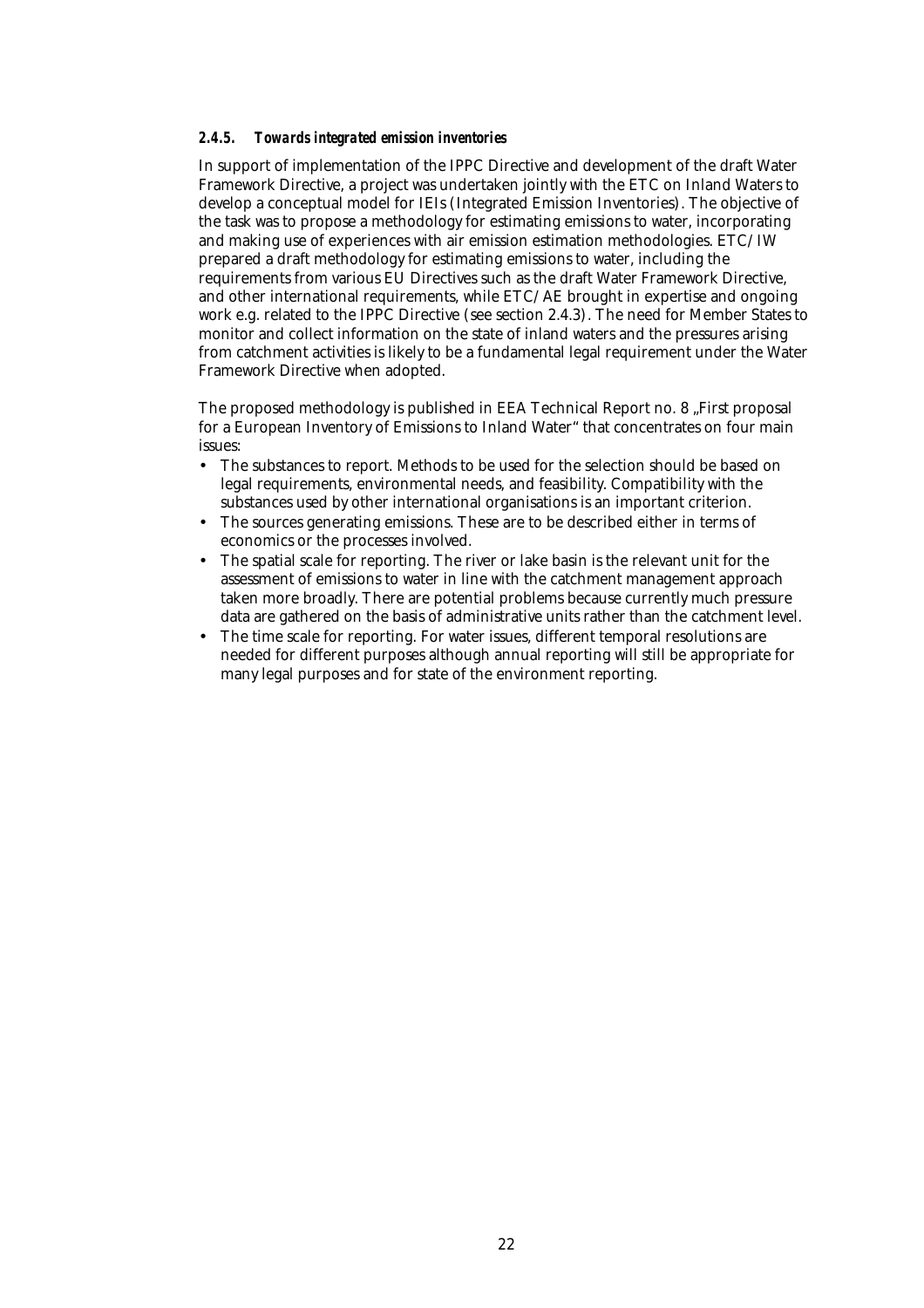#### *2.4.5. Towards integrated emission inventories*

In support of implementation of the IPPC Directive and development of the draft Water Framework Directive, a project was undertaken jointly with the ETC on Inland Waters to develop a conceptual model for IEIs (Integrated Emission Inventories). The objective of the task was to propose a methodology for estimating emissions to water, incorporating and making use of experiences with air emission estimation methodologies. ETC/IW prepared a draft methodology for estimating emissions to water, including the requirements from various EU Directives such as the draft Water Framework Directive, and other international requirements, while ETC/AE brought in expertise and ongoing work e.g. related to the IPPC Directive (see section 2.4.3). The need for Member States to monitor and collect information on the state of inland waters and the pressures arising from catchment activities is likely to be a fundamental legal requirement under the Water Framework Directive when adopted.

The proposed methodology is published in EEA Technical Report no. 8 „First proposal for a European Inventory of Emissions to Inland Water" that concentrates on four main issues:

- The substances to report. Methods to be used for the selection should be based on legal requirements, environmental needs, and feasibility. Compatibility with the substances used by other international organisations is an important criterion.
- The sources generating emissions. These are to be described either in terms of economics or the processes involved.
- The spatial scale for reporting. The river or lake basin is the relevant unit for the assessment of emissions to water in line with the catchment management approach taken more broadly. There are potential problems because currently much pressure data are gathered on the basis of administrative units rather than the catchment level.
- The time scale for reporting. For water issues, different temporal resolutions are needed for different purposes although annual reporting will still be appropriate for many legal purposes and for state of the environment reporting.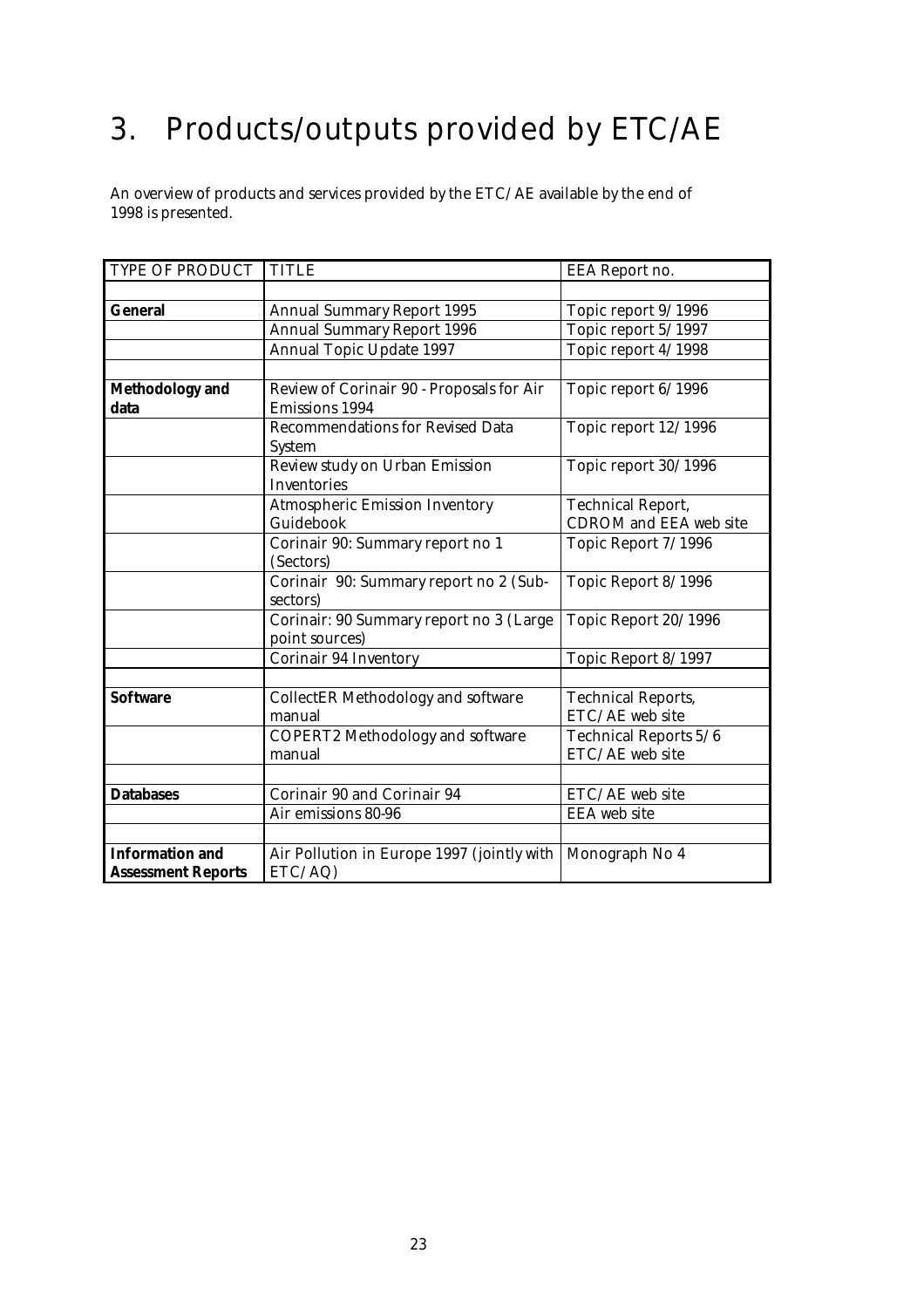# 3. Products/outputs provided by ETC/AE

An overview of products and services provided by the ETC/AE available by the end of 1998 is presented.

| TYPE OF PRODUCT | TITLE | EEA Report no. |
|---|---|---|
| | | |
| **General** | Annual Summary Report 1995 | Topic report 9/1996 |
| | Annual Summary Report 1996 | Topic report 5/1997 |
| | Annual Topic Update 1997 | Topic report 4/1998 |
| | | |
| **Methodology and data** | Review of Corinair 90 - Proposals for Air Emissions 1994 | Topic report 6/1996 |
| | Recommendations for Revised Data System | Topic report 12/1996 |
| | Review study on Urban Emission Inventories | Topic report 30/1996 |
| | Atmospheric Emission Inventory Guidebook | Technical Report, CDROM and EEA web site |
| | Corinair 90: Summary report no 1 (Sectors) | Topic Report 7/1996 |
| | Corinair 90: Summary report no 2 (Sub-sectors) | Topic Report 8/1996 |
| | Corinair: 90 Summary report no 3 (Large point sources) | Topic Report 20/1996 |
| | Corinair 94 Inventory | Topic Report 8/1997 |
| | | |
| **Software** | CollectER Methodology and software manual | Technical Reports, ETC/AE web site |
| | COPERT2 Methodology and software manual | Technical Reports 5/6 ETC/AE web site |
| | | |
| **Databases** | Corinair 90 and Corinair 94 | ETC/AE web site |
| | Air emissions 80-96 | EEA web site |
| | | |
| **Information and Assessment Reports** | Air Pollution in Europe 1997 (jointly with ETC/AQ) | Monograph No 4 |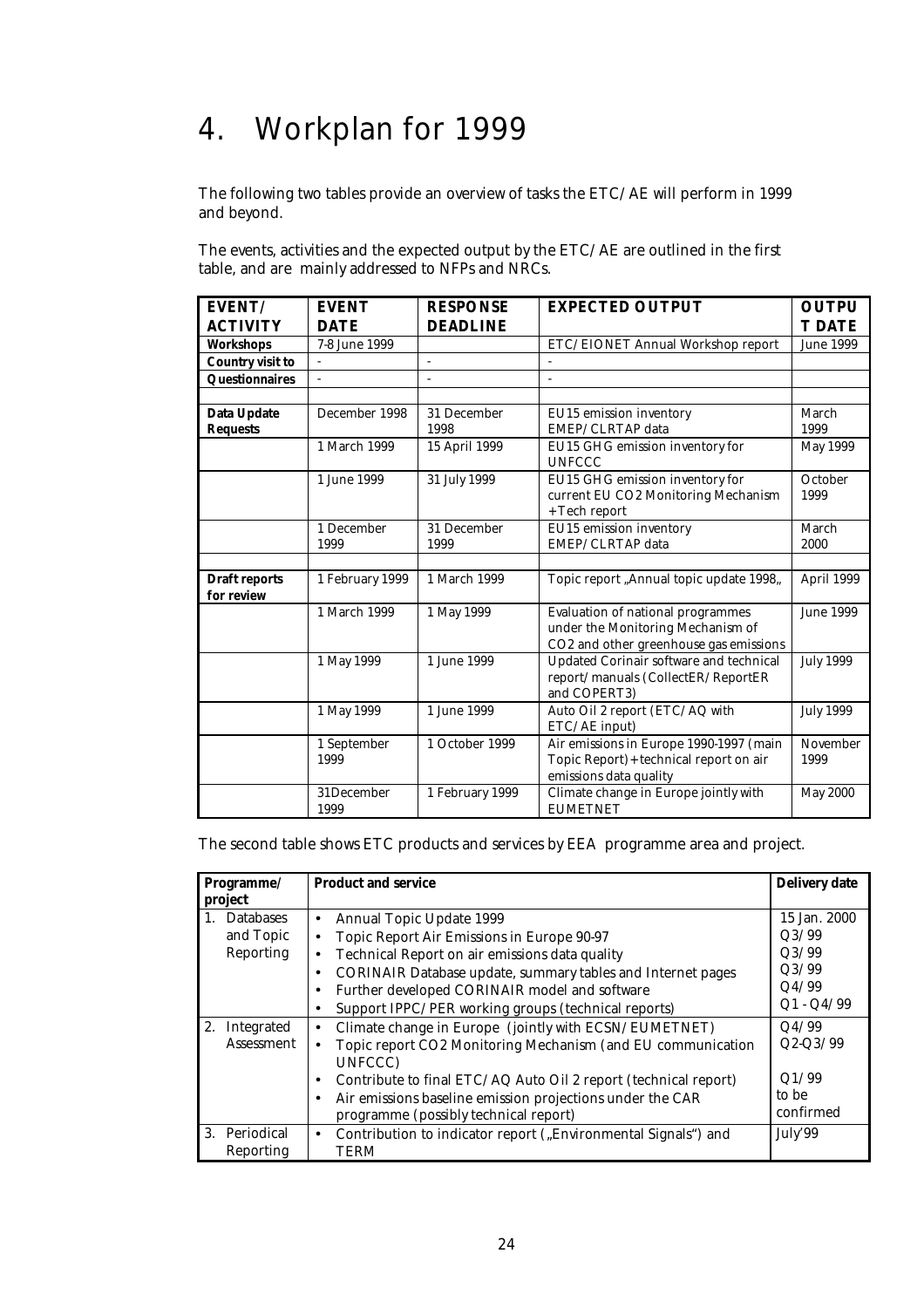# 4. Workplan for 1999

The following two tables provide an overview of tasks the ETC/AE will perform in 1999 and beyond.

The events, activities and the expected output by the ETC/AE are outlined in the first table, and are mainly addressed to NFPs and NRCs.

| EVENT/ ACTIVITY | EVENT DATE | RESPONSE DEADLINE | EXPECTED OUTPUT | OUTPUT DATE |
|---|---|---|---|---|
| **Workshops** | 7-8 June 1999 | | ETC/EIONET Annual Workshop report | June 1999 |
| **Country visit to** | - | - | - | |
| **Questionnaires** | - | - | - | |
| | | | | |
| **Data Update Requests** | December 1998 | 31 December 1998 | EU15 emission inventory EMEP/CLRTAP data | March 1999 |
| | 1 March 1999 | 15 April 1999 | EU15 GHG emission inventory for UNFCCC | May 1999 |
| | 1 June 1999 | 31 July 1999 | EU15 GHG emission inventory for current EU CO2 Monitoring Mechanism + Tech report | October 1999 |
| | 1 December 1999 | 31 December 1999 | EU15 emission inventory EMEP/CLRTAP data | March 2000 |
| | | | | |
| **Draft reports for review** | 1 February 1999 | 1 March 1999 | Topic report „Annual topic update 1998„ | April 1999 |
| | 1 March 1999 | 1 May 1999 | Evaluation of national programmes under the Monitoring Mechanism of CO2 and other greenhouse gas emissions | June 1999 |
| | 1 May 1999 | 1 June 1999 | Updated Corinair software and technical report/manuals (CollectER/ReportER and COPERT3) | July 1999 |
| | 1 May 1999 | 1 June 1999 | Auto Oil 2 report (ETC/AQ with ETC/AE input) | July 1999 |
| | 1 September 1999 | 1 October 1999 | Air emissions in Europe 1990-1997 (main Topic Report) + technical report on air emissions data quality | November 1999 |
| | 31December 1999 | 1 February 1999 | Climate change in Europe jointly with EUMETNET | May 2000 |

The second table shows ETC products and services by EEA programme area and project.

| Programme/ project | Product and service | Delivery date |
|---|---|---|
| 1. Databases and Topic Reporting | • Annual Topic Update 1999<br>• Topic Report Air Emissions in Europe 90-97<br>• Technical Report on air emissions data quality<br>• CORINAIR Database update, summary tables and Internet pages<br>• Further developed CORINAIR model and software<br>• Support IPPC/PER working groups (technical reports) | 15 Jan. 2000<br>Q3/99<br>Q3/99<br>Q3/99<br>Q4/99<br>Q1 - Q4/99 |
| 2. Integrated Assessment | • Climate change in Europe (jointly with ECSN/EUMETNET)<br>• Topic report CO2 Monitoring Mechanism (and EU communication UNFCCC)<br>• Contribute to final ETC/AQ Auto Oil 2 report (technical report)<br>• Air emissions baseline emission projections under the CAR programme (possibly technical report) | Q4/99<br>Q2-Q3/99<br><br>Q1/99<br>to be confirmed |
| 3. Periodical Reporting | • Contribution to indicator report („Environmental Signals") and TERM | July'99 |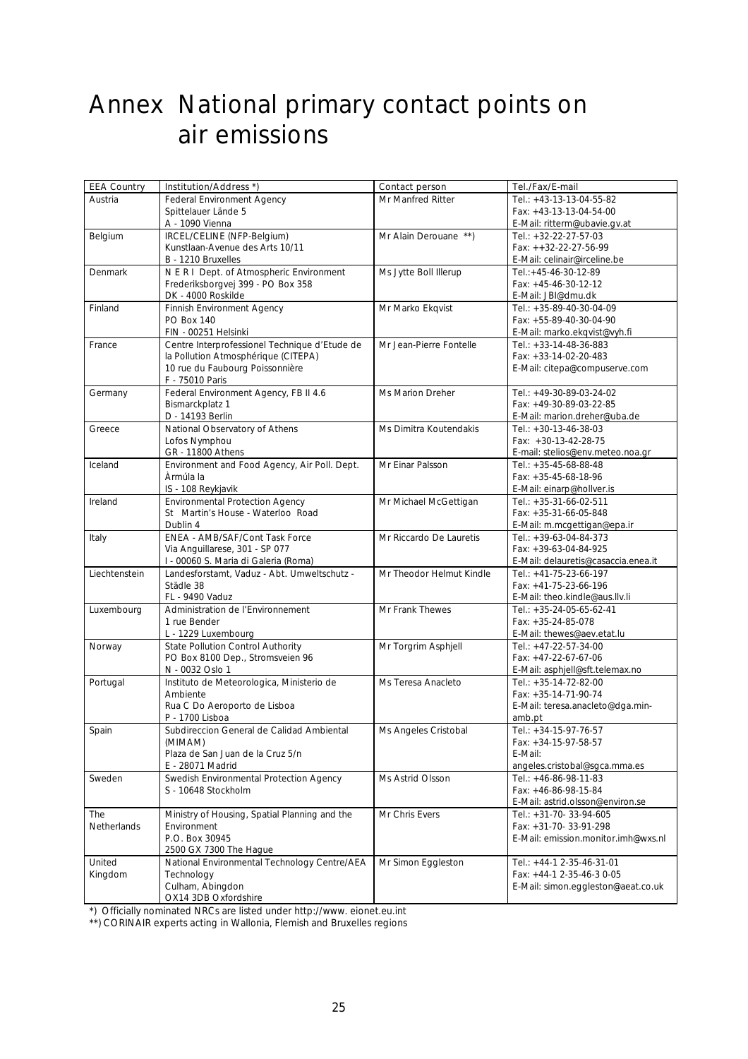# Annex National primary contact points on air emissions

| EEA Country | Institution/Address *) | Contact person | Tel./Fax/E-mail |
|---|---|---|---|
| Austria | Federal Environment Agency<br>Spittelauer Lände 5<br>A - 1090 Vienna | Mr Manfred Ritter | Tel.: +43-13-13-04-55-82<br>Fax: +43-13-13-04-54-00<br>E-Mail: ritterm@ubavie.gv.at |
| Belgium | IRCEL/CELINE (NFP-Belgium)<br>Kunstlaan-Avenue des Arts 10/11<br>B - 1210 Bruxelles | Mr Alain Derouane **) | Tel.: +32-22-27-57-03<br>Fax: ++32-22-27-56-99<br>E-Mail: celinair@irceline.be |
| Denmark | N E R I Dept. of Atmospheric Environment<br>Frederiksborgvej 399 - PO Box 358<br>DK - 4000 Roskilde | Ms Jytte Boll Illerup | Tel.:+45-46-30-12-89<br>Fax: +45-46-30-12-12<br>E-Mail: JBI@dmu.dk |
| Finland | Finnish Environment Agency<br>PO Box 140<br>FIN - 00251 Helsinki | Mr Marko Ekqvist | Tel.: +35-89-40-30-04-09<br>Fax: +55-89-40-30-04-90<br>E-Mail: marko.ekqvist@vyh.fi |
| France | Centre Interprofessionel Technique d'Etude de la Pollution Atmosphérique (CITEPA)<br>10 rue du Faubourg Poissonnière<br>F - 75010 Paris | Mr Jean-Pierre Fontelle | Tel.: +33-14-48-36-883<br>Fax: +33-14-02-20-483<br>E-Mail: citepa@compuserve.com |
| Germany | Federal Environment Agency, FB II 4.6<br>Bismarckplatz 1<br>D - 14193 Berlin | Ms Marion Dreher | Tel.: +49-30-89-03-24-02<br>Fax: +49-30-89-03-22-85<br>E-Mail: marion.dreher@uba.de |
| Greece | National Observatory of Athens<br>Lofos Nymphou<br>GR - 11800 Athens | Ms Dimitra Koutendakis | Tel.: +30-13-46-38-03<br>Fax: +30-13-42-28-75<br>E-mail: stelios@env.meteo.noa.gr |
| Iceland | Environment and Food Agency, Air Poll. Dept.<br>Ármúla la<br>IS - 108 Reykjavik | Mr Einar Palsson | Tel.: +35-45-68-88-48<br>Fax: +35-45-68-18-96<br>E-Mail: einarp@hollver.is |
| Ireland | Environmental Protection Agency<br>St Martin's House - Waterloo Road<br>Dublin 4 | Mr Michael McGettigan | Tel.: +35-31-66-02-511<br>Fax: +35-31-66-05-848<br>E-Mail: m.mcgettigan@epa.ir |
| Italy | ENEA - AMB/SAF/Cont Task Force<br>Via Anguillarese, 301 - SP 077<br>I - 00060 S. Maria di Galeria (Roma) | Mr Riccardo De Lauretis | Tel.: +39-63-04-84-373<br>Fax: +39-63-04-84-925<br>E-Mail: delauretis@casaccia.enea.it |
| Liechtenstein | Landesforstamt, Vaduz - Abt. Umweltschutz -<br>Städle 38<br>FL - 9490 Vaduz | Mr Theodor Helmut Kindle | Tel.: +41-75-23-66-197<br>Fax: +41-75-23-66-196<br>E-Mail: theo.kindle@aus.llv.li |
| Luxembourg | Administration de l'Environnement<br>1 rue Bender<br>L - 1229 Luxembourg | Mr Frank Thewes | Tel.: +35-24-05-65-62-41<br>Fax: +35-24-85-078<br>E-Mail: thewes@aev.etat.lu |
| Norway | State Pollution Control Authority<br>PO Box 8100 Dep., Stromsveien 96<br>N - 0032 Oslo 1 | Mr Torgrim Asphjell | Tel.: +47-22-57-34-00<br>Fax: +47-22-67-67-06<br>E-Mail: asphjell@sft.telemax.no |
| Portugal | Instituto de Meteorologica, Ministerio de Ambiente<br>Rua C Do Aeroporto de Lisboa<br>P - 1700 Lisboa | Ms Teresa Anacleto | Tel.: +35-14-72-82-00<br>Fax: +35-14-71-90-74<br>E-Mail: teresa.anacleto@dga.min-amb.pt |
| Spain | Subdireccion General de Calidad Ambiental (MIMAM)<br>Plaza de San Juan de la Cruz 5/n<br>E - 28071 Madrid | Ms Angeles Cristobal | Tel.: +34-15-97-76-57<br>Fax: +34-15-97-58-57<br>E-Mail: angeles.cristobal@sgca.mma.es |
| Sweden | Swedish Environmental Protection Agency<br>S - 10648 Stockholm | Ms Astrid Olsson | Tel.: +46-86-98-11-83<br>Fax: +46-86-98-15-84<br>E-Mail: astrid.olsson@environ.se |
| The Netherlands | Ministry of Housing, Spatial Planning and the Environment<br>P.O. Box 30945<br>2500 GX 7300 The Hague | Mr Chris Evers | Tel.: +31-70- 33-94-605<br>Fax: +31-70- 33-91-298<br>E-Mail: emission.monitor.imh@wxs.nl |
| United Kingdom | National Environmental Technology Centre/AEA Technology<br>Culham, Abingdon<br>OX14 3DB Oxfordshire | Mr Simon Eggleston | Tel.: +44-1 2-35-46-31-01<br>Fax: +44-1 2-35-46-3 0-05<br>E-Mail: simon.eggleston@aeat.co.uk |

*) Officially nominated NRCs are listed under http://www. eionet.eu.int

**) CORINAIR experts acting in Wallonia, Flemish and Bruxelles regions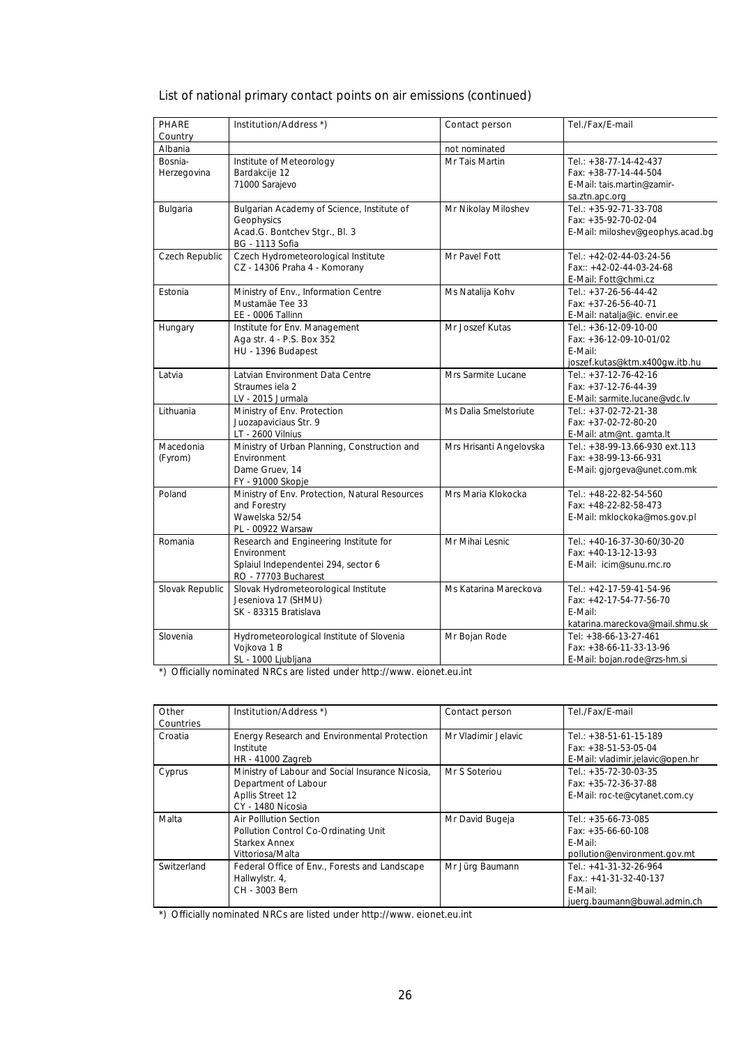List of national primary contact points on air emissions (continued)

| PHARE Country | Institution/Address *) | Contact person | Tel./Fax/E-mail |
|---|---|---|---|
| Albania | | not nominated | |
| Bosnia-Herzegovina | Institute of Meteorology<br>Bardakcije 12<br>71000 Sarajevo | Mr Tais Martin | Tel.: +38-77-14-42-437<br>Fax: +38-77-14-44-504<br>E-Mail: tais.martin@zamir-sa.ztn.apc.org |
| Bulgaria | Bulgarian Academy of Science, Institute of Geophysics<br>Acad.G. Bontchev Stgr., Bl. 3<br>BG - 1113 Sofia | Mr Nikolay Miloshev | Tel.: +35-92-71-33-708<br>Fax: +35-92-70-02-04<br>E-Mail: miloshev@geophys.acad.bg |
| Czech Republic | Czech Hydrometeorological Institute<br>CZ - 14306 Praha 4 - Komorany | Mr Pavel Fott | Tel.: +42-02-44-03-24-56<br>Fax:: +42-02-44-03-24-68<br>E-Mail: Fott@chmi.cz |
| Estonia | Ministry of Env., Information Centre<br>Mustamäe Tee 33<br>EE - 0006 Tallinn | Ms Natalija Kohv | Tel.: +37-26-56-44-42<br>Fax: +37-26-56-40-71<br>E-Mail: natalja@ic. envir.ee |
| Hungary | Institute for Env. Management<br>Aga str. 4 - P.S. Box 352<br>HU - 1396 Budapest | Mr Joszef Kutas | Tel.: +36-12-09-10-00<br>Fax: +36-12-09-10-01/02<br>E-Mail:<br>joszef.kutas@ktm.x400gw.itb.hu |
| Latvia | Latvian Environment Data Centre<br>Straumes iela 2<br>LV - 2015 Jurmala | Mrs Sarmite Lucane | Tel.: +37-12-76-42-16<br>Fax: +37-12-76-44-39<br>E-Mail: sarmite.lucane@vdc.lv |
| Lithuania | Ministry of Env. Protection<br>Juozapaviciaus Str. 9<br>LT - 2600 Vilnius | Ms Dalia Smelstoriute | Tel.: +37-02-72-21-38<br>Fax: +37-02-72-80-20<br>E-Mail: atm@nt. gamta.lt |
| Macedonia (Fyrom) | Ministry of Urban Planning, Construction and Environment<br>Dame Gruev, 14<br>FY - 91000 Skopje | Mrs Hrisanti Angelovska | Tel.: +38-99-13.66-930 ext.113<br>Fax: +38-99-13-66-931<br>E-Mail: gjorgeva@unet.com.mk |
| Poland | Ministry of Env. Protection, Natural Resources and Forestry<br>Wawelska 52/54<br>PL - 00922 Warsaw | Mrs Maria Klokocka | Tel.: +48-22-82-54-560<br>Fax: +48-22-82-58-473<br>E-Mail: mklockoka@mos.gov.pl |
| Romania | Research and Engineering Institute for Environment<br>Splaiul Independentei 294, sector 6<br>RO - 77703 Bucharest | Mr Mihai Lesnic | Tel.: +40-16-37-30-60/30-20<br>Fax: +40-13-12-13-93<br>E-Mail: icim@sunu.rnc.ro |
| Slovak Republic | Slovak Hydrometeorological Institute<br>Jeseniova 17 (SHMU)<br>SK - 83315 Bratislava | Ms Katarina Mareckova | Tel.: +42-17-59-41-54-96<br>Fax: +42-17-54-77-56-70<br>E-Mail:<br>katarina.mareckova@mail.shmu.sk |
| Slovenia | Hydrometeorological Institute of Slovenia<br>Vojkova 1 B<br>SL - 1000 Ljubljana | Mr Bojan Rode | Tel: +38-66-13-27-461<br>Fax: +38-66-11-33-13-96<br>E-Mail: bojan.rode@rzs-hm.si |

*) Officially nominated NRCs are listed under http://www. eionet.eu.int

| Other Countries | Institution/Address *) | Contact person | Tel./Fax/E-mail |
|---|---|---|---|
| Croatia | Energy Research and Environmental Protection Institute<br>HR - 41000 Zagreb | Mr Vladimir Jelavic | Tel.: +38-51-61-15-189<br>Fax: +38-51-53-05-04<br>E-Mail: vladimir.jelavic@open.hr |
| Cyprus | Ministry of Labour and Social Insurance Nicosia, Department of Labour<br>Apllis Street 12<br>CY - 1480 Nicosia | Mr S Soteriou | Tel.: +35-72-30-03-35<br>Fax: +35-72-36-37-88<br>E-Mail: roc-te@cytanet.com.cy |
| Malta | Air Polllution Section<br>Pollution Control Co-Ordinating Unit<br>Starkex Annex<br>Vittoriosa/Malta | Mr David Bugeja | Tel.: +35-66-73-085<br>Fax: +35-66-60-108<br>E-Mail:<br>pollution@environment.gov.mt |
| Switzerland | Federal Office of Env., Forests and Landscape<br>Hallwylstr. 4,<br>CH - 3003 Bern | Mr Jürg Baumann | Tel.: +41-31-32-26-964<br>Fax.: +41-31-32-40-137<br>E-Mail:<br>juerg.baumann@buwal.admin.ch |

*) Officially nominated NRCs are listed under http://www. eionet.eu.int